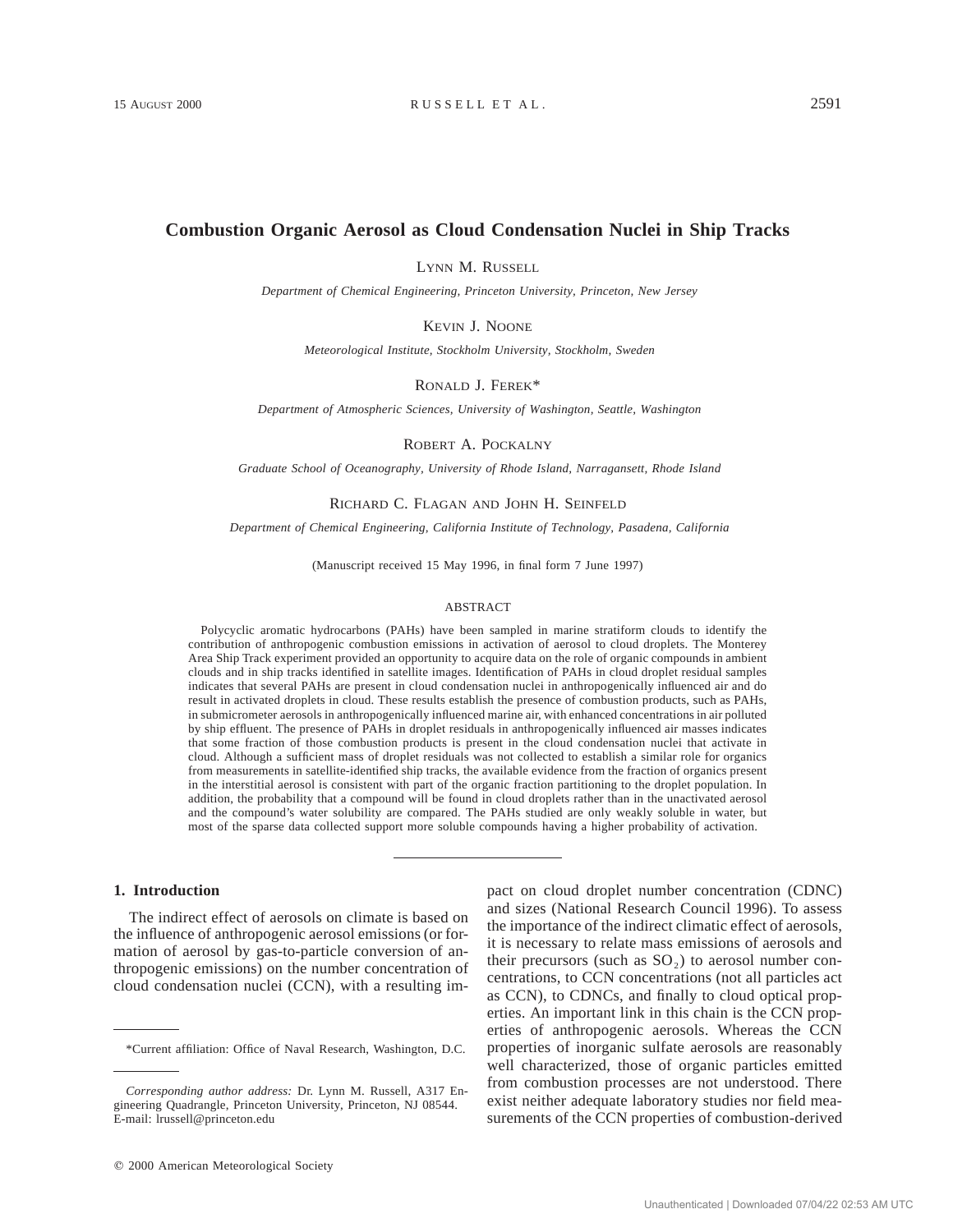# Combustion Organic Aerosol as Cloud Condensation Nuclei in Ship Tracks

LYNN M. RUSSELL

*Department of Chemical Engineering, Princeton University, Princeton, New Jersey*

KEVIN J. NOONE

*Meteorological Institute, Stockholm University, Stockholm, Sweden*

RONALD J. FEREK*

*Department of Atmospheric Sciences, University of Washington, Seattle, Washington*

ROBERT A. POCKALNY

*Graduate School of Oceanography, University of Rhode Island, Narragansett, Rhode Island*

RICHARD C. FLAGAN AND JOHN H. SEINFELD

*Department of Chemical Engineering, California Institute of Technology, Pasadena, California*

(Manuscript received 15 May 1996, in final form 7 June 1997)

## ABSTRACT

Polycyclic aromatic hydrocarbons (PAHs) have been sampled in marine stratiform clouds to identify the contribution of anthropogenic combustion emissions in activation of aerosol to cloud droplets. The Monterey Area Ship Track experiment provided an opportunity to acquire data on the role of organic compounds in ambient clouds and in ship tracks identified in satellite images. Identification of PAHs in cloud droplet residual samples indicates that several PAHs are present in cloud condensation nuclei in anthropogenically influenced air and do result in activated droplets in cloud. These results establish the presence of combustion products, such as PAHs, in submicrometer aerosols in anthropogenically influenced marine air, with enhanced concentrations in air polluted by ship effluent. The presence of PAHs in droplet residuals in anthropogenically influenced air masses indicates that some fraction of those combustion products is present in the cloud condensation nuclei that activate in cloud. Although a sufficient mass of droplet residuals was not collected to establish a similar role for organics from measurements in satellite-identified ship tracks, the available evidence from the fraction of organics present in the interstitial aerosol is consistent with part of the organic fraction partitioning to the droplet population. In addition, the probability that a compound will be found in cloud droplets rather than in the unactivated aerosol and the compound's water solubility are compared. The PAHs studied are only weakly soluble in water, but most of the sparse data collected support more soluble compounds having a higher probability of activation.

## 1. Introduction

The indirect effect of aerosols on climate is based on the influence of anthropogenic aerosol emissions (or formation of aerosol by gas-to-particle conversion of anthropogenic emissions) on the number concentration of cloud condensation nuclei (CCN), with a resulting impact on cloud droplet number concentration (CDNC) and sizes (National Research Council 1996). To assess the importance of the indirect climatic effect of aerosols, it is necessary to relate mass emissions of aerosols and their precursors (such as $SO_2$) to aerosol number concentrations, to CCN concentrations (not all particles act as CCN), to CDNCs, and finally to cloud optical properties. An important link in this chain is the CCN properties of anthropogenic aerosols. Whereas the CCN properties of inorganic sulfate aerosols are reasonably well characterized, those of organic particles emitted from combustion processes are not understood. There exist neither adequate laboratory studies nor field measurements of the CCN properties of combustion-derived

*Current affiliation: Office of Naval Research, Washington, D.C.

*Corresponding author address:* Dr. Lynn M. Russell, A317 Engineering Quadrangle, Princeton University, Princeton, NJ 08544.
E-mail: lrussell@princeton.edu

© 2000 American Meteorological Society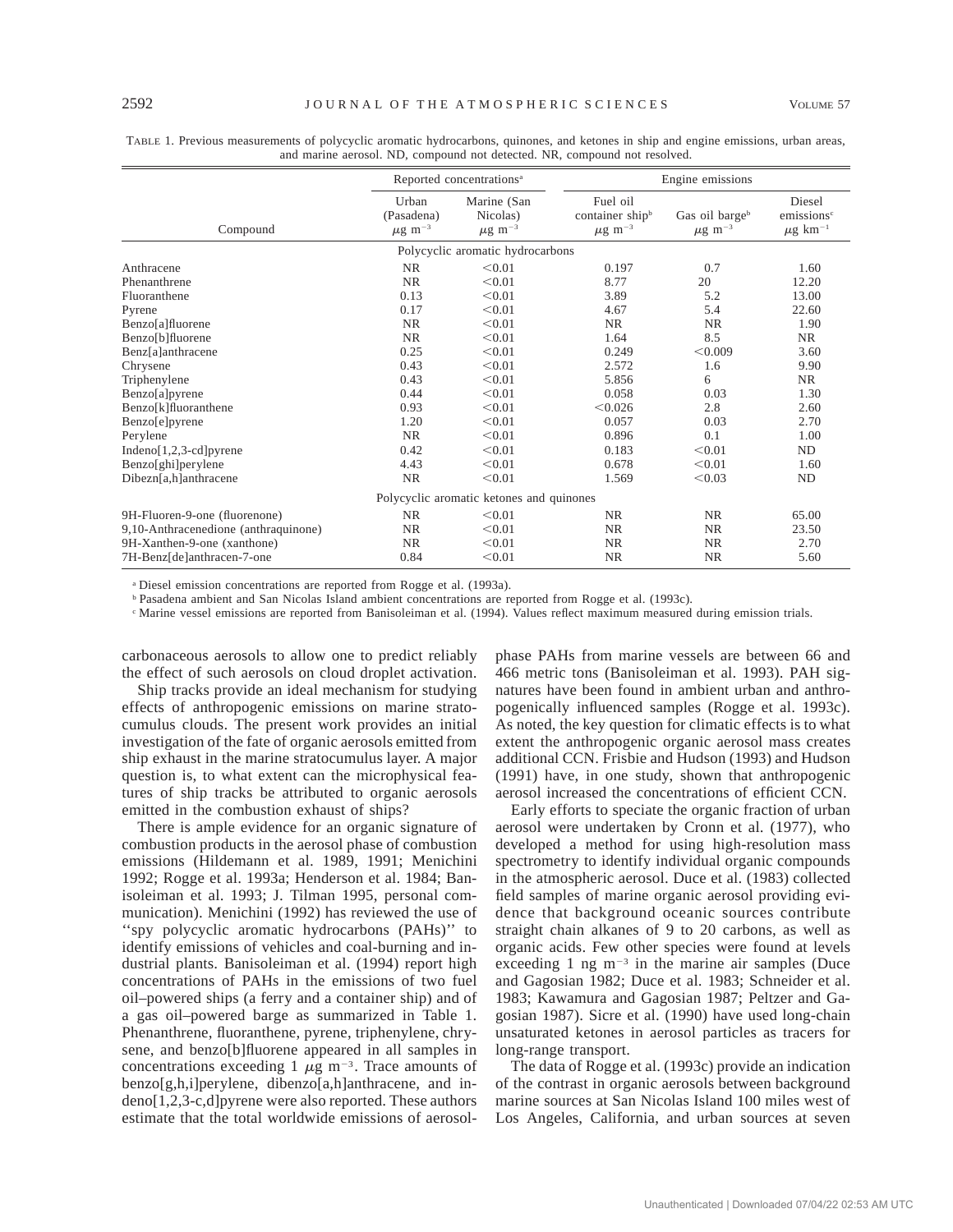TABLE 1. Previous measurements of polycyclic aromatic hydrocarbons, quinones, and ketones in ship and engine emissions, urban areas, and marine aerosol. ND, compound not detected. NR, compound not resolved.

| Compound | Reported concentrations[a] | | Engine emissions | | |
|---|---|---|---|---|---|
| | Urban (Pasadena) $\mu g\ m^{-3}$ | Marine (San Nicolas) $\mu g\ m^{-3}$ | Fuel oil container ship[b] $\mu g\ m^{-3}$ | Gas oil barge[b] $\mu g\ m^{-3}$ | Diesel emissions[c] $\mu g\ km^{-1}$ |
| **Polycyclic aromatic hydrocarbons** | | | | | |
| Anthracene | NR | <0.01 | 0.197 | 0.7 | 1.60 |
| Phenanthrene | NR | <0.01 | 8.77 | 20 | 12.20 |
| Fluoranthene | 0.13 | <0.01 | 3.89 | 5.2 | 13.00 |
| Pyrene | 0.17 | <0.01 | 4.67 | 5.4 | 22.60 |
| Benzo[a]fluorene | NR | <0.01 | NR | NR | 1.90 |
| Benzo[b]fluorene | NR | <0.01 | 1.64 | 8.5 | NR |
| Benz[a]anthracene | 0.25 | <0.01 | 0.249 | <0.009 | 3.60 |
| Chrysene | 0.43 | <0.01 | 2.572 | 1.6 | 9.90 |
| Triphenylene | 0.43 | <0.01 | 5.856 | 6 | NR |
| Benzo[a]pyrene | 0.44 | <0.01 | 0.058 | 0.03 | 1.30 |
| Benzo[k]fluoranthene | 0.93 | <0.01 | <0.026 | 2.8 | 2.60 |
| Benzo[e]pyrene | 1.20 | <0.01 | 0.057 | 0.03 | 2.70 |
| Perylene | NR | <0.01 | 0.896 | 0.1 | 1.00 |
| Indeno[1,2,3-cd]pyrene | 0.42 | <0.01 | 0.183 | <0.01 | ND |
| Benzo[ghi]perylene | 4.43 | <0.01 | 0.678 | <0.01 | 1.60 |
| Dibezn[a,h]anthracene | NR | <0.01 | 1.569 | <0.03 | ND |
| **Polycyclic aromatic ketones and quinones** | | | | | |
| 9H-Fluoren-9-one (fluorenone) | NR | <0.01 | NR | NR | 65.00 |
| 9,10-Anthracenedione (anthraquinone) | NR | <0.01 | NR | NR | 23.50 |
| 9H-Xanthen-9-one (xanthone) | NR | <0.01 | NR | NR | 2.70 |
| 7H-Benz[de]anthracen-7-one | 0.84 | <0.01 | NR | NR | 5.60 |

[a] Diesel emission concentrations are reported from Rogge et al. (1993a).

[b] Pasadena ambient and San Nicolas Island ambient concentrations are reported from Rogge et al. (1993c).

[c] Marine vessel emissions are reported from Banisoleiman et al. (1994). Values reflect maximum measured during emission trials.

carbonaceous aerosols to allow one to predict reliably the effect of such aerosols on cloud droplet activation.

Ship tracks provide an ideal mechanism for studying effects of anthropogenic emissions on marine stratocumulus clouds. The present work provides an initial investigation of the fate of organic aerosols emitted from ship exhaust in the marine stratocumulus layer. A major question is, to what extent can the microphysical features of ship tracks be attributed to organic aerosols emitted in the combustion exhaust of ships?

There is ample evidence for an organic signature of combustion products in the aerosol phase of combustion emissions (Hildemann et al. 1989, 1991; Menichini 1992; Rogge et al. 1993a; Henderson et al. 1984; Banisoleiman et al. 1993; J. Tilman 1995, personal communication). Menichini (1992) has reviewed the use of ''spy polycyclic aromatic hydrocarbons (PAHs)'' to identify emissions of vehicles and coal-burning and industrial plants. Banisoleiman et al. (1994) report high concentrations of PAHs in the emissions of two fuel oil–powered ships (a ferry and a container ship) and of a gas oil–powered barge as summarized in Table 1. Phenanthrene, fluoranthene, pyrene, triphenylene, chrysene, and benzo[b]fluorene appeared in all samples in concentrations exceeding 1 $\mu g\ m^{-3}$. Trace amounts of benzo[g,h,i]perylene, dibenzo[a,h]anthracene, and indeno[1,2,3-c,d]pyrene were also reported. These authors estimate that the total worldwide emissions of aerosol-phase PAHs from marine vessels are between 66 and 466 metric tons (Banisoleiman et al. 1993). PAH signatures have been found in ambient urban and anthropogenically influenced samples (Rogge et al. 1993c). As noted, the key question for climatic effects is to what extent the anthropogenic organic aerosol mass creates additional CCN. Frisbie and Hudson (1993) and Hudson (1991) have, in one study, shown that anthropogenic aerosol increased the concentrations of efficient CCN.

Early efforts to speciate the organic fraction of urban aerosol were undertaken by Cronn et al. (1977), who developed a method for using high-resolution mass spectrometry to identify individual organic compounds in the atmospheric aerosol. Duce et al. (1983) collected field samples of marine organic aerosol providing evidence that background oceanic sources contribute straight chain alkanes of 9 to 20 carbons, as well as organic acids. Few other species were found at levels exceeding 1 $ng\ m^{-3}$ in the marine air samples (Duce and Gagosian 1982; Duce et al. 1983; Schneider et al. 1983; Kawamura and Gagosian 1987; Peltzer and Gagosian 1987). Sicre et al. (1990) have used long-chain unsaturated ketones in aerosol particles as tracers for long-range transport.

The data of Rogge et al. (1993c) provide an indication of the contrast in organic aerosols between background marine sources at San Nicolas Island 100 miles west of Los Angeles, California, and urban sources at seven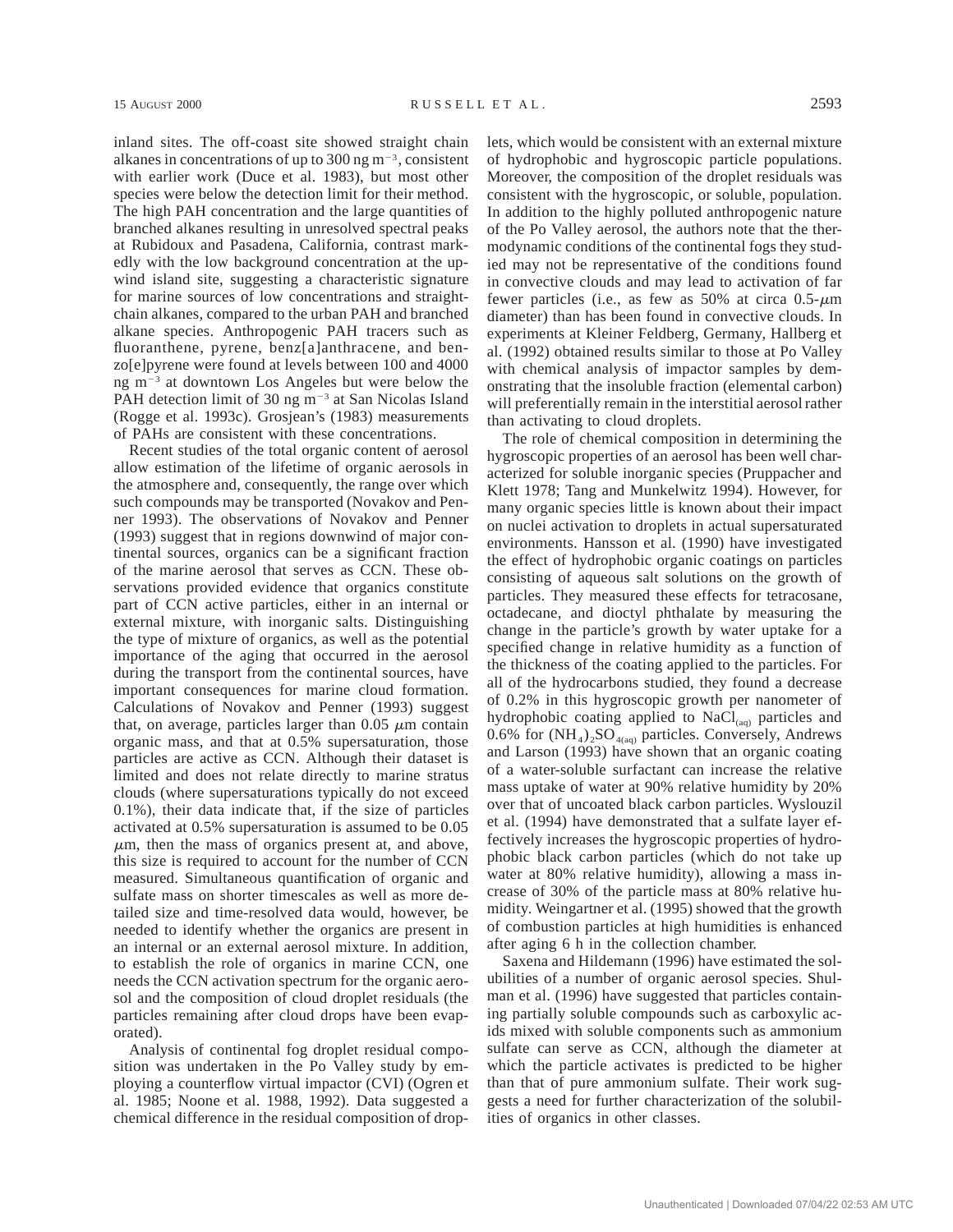inland sites. The off-coast site showed straight chain alkanes in concentrations of up to 300 ng $m^{-3}$, consistent with earlier work (Duce et al. 1983), but most other species were below the detection limit for their method. The high PAH concentration and the large quantities of branched alkanes resulting in unresolved spectral peaks at Rubidoux and Pasadena, California, contrast markedly with the low background concentration at the upwind island site, suggesting a characteristic signature for marine sources of low concentrations and straight-chain alkanes, compared to the urban PAH and branched alkane species. Anthropogenic PAH tracers such as fluoranthene, pyrene, benz[a]anthracene, and benzo[e]pyrene were found at levels between 100 and 4000 ng $m^{-3}$ at downtown Los Angeles but were below the PAH detection limit of 30 ng $m^{-3}$ at San Nicolas Island (Rogge et al. 1993c). Grosjean's (1983) measurements of PAHs are consistent with these concentrations.

Recent studies of the total organic content of aerosol allow estimation of the lifetime of organic aerosols in the atmosphere and, consequently, the range over which such compounds may be transported (Novakov and Penner 1993). The observations of Novakov and Penner (1993) suggest that in regions downwind of major continental sources, organics can be a significant fraction of the marine aerosol that serves as CCN. These observations provided evidence that organics constitute part of CCN active particles, either in an internal or external mixture, with inorganic salts. Distinguishing the type of mixture of organics, as well as the potential importance of the aging that occurred in the aerosol during the transport from the continental sources, have important consequences for marine cloud formation. Calculations of Novakov and Penner (1993) suggest that, on average, particles larger than 0.05 $\mu$m contain organic mass, and that at 0.5% supersaturation, those particles are active as CCN. Although their dataset is limited and does not relate directly to marine stratus clouds (where supersaturations typically do not exceed 0.1%), their data indicate that, if the size of particles activated at 0.5% supersaturation is assumed to be 0.05 $\mu$m, then the mass of organics present at, and above, this size is required to account for the number of CCN measured. Simultaneous quantification of organic and sulfate mass on shorter timescales as well as more detailed size and time-resolved data would, however, be needed to identify whether the organics are present in an internal or an external aerosol mixture. In addition, to establish the role of organics in marine CCN, one needs the CCN activation spectrum for the organic aerosol and the composition of cloud droplet residuals (the particles remaining after cloud drops have been evaporated).

Analysis of continental fog droplet residual composition was undertaken in the Po Valley study by employing a counterflow virtual impactor (CVI) (Ogren et al. 1985; Noone et al. 1988, 1992). Data suggested a chemical difference in the residual composition of droplets, which would be consistent with an external mixture of hydrophobic and hygroscopic particle populations. Moreover, the composition of the droplet residuals was consistent with the hygroscopic, or soluble, population. In addition to the highly polluted anthropogenic nature of the Po Valley aerosol, the authors note that the thermodynamic conditions of the continental fogs they studied may not be representative of the conditions found in convective clouds and may lead to activation of far fewer particles (i.e., as few as 50% at circa 0.5-$\mu$m diameter) than has been found in convective clouds. In experiments at Kleiner Feldberg, Germany, Hallberg et al. (1992) obtained results similar to those at Po Valley with chemical analysis of impactor samples by demonstrating that the insoluble fraction (elemental carbon) will preferentially remain in the interstitial aerosol rather than activating to cloud droplets.

The role of chemical composition in determining the hygroscopic properties of an aerosol has been well characterized for soluble inorganic species (Pruppacher and Klett 1978; Tang and Munkelwitz 1994). However, for many organic species little is known about their impact on nuclei activation to droplets in actual supersaturated environments. Hansson et al. (1990) have investigated the effect of hydrophobic organic coatings on particles consisting of aqueous salt solutions on the growth of particles. They measured these effects for tetracosane, octadecane, and dioctyl phthalate by measuring the change in the particle's growth by water uptake for a specified change in relative humidity as a function of the thickness of the coating applied to the particles. For all of the hydrocarbons studied, they found a decrease of 0.2% in this hygroscopic growth per nanometer of hydrophobic coating applied to $NaCl_{(aq)}$ particles and 0.6% for $(NH_4)_2SO_{4(aq)}$ particles. Conversely, Andrews and Larson (1993) have shown that an organic coating of a water-soluble surfactant can increase the relative mass uptake of water at 90% relative humidity by 20% over that of uncoated black carbon particles. Wyslouzil et al. (1994) have demonstrated that a sulfate layer effectively increases the hygroscopic properties of hydrophobic black carbon particles (which do not take up water at 80% relative humidity), allowing a mass increase of 30% of the particle mass at 80% relative humidity. Weingartner et al. (1995) showed that the growth of combustion particles at high humidities is enhanced after aging 6 h in the collection chamber.

Saxena and Hildemann (1996) have estimated the solubilities of a number of organic aerosol species. Shulman et al. (1996) have suggested that particles containing partially soluble compounds such as carboxylic acids mixed with soluble components such as ammonium sulfate can serve as CCN, although the diameter at which the particle activates is predicted to be higher than that of pure ammonium sulfate. Their work suggests a need for further characterization of the solubilities of organics in other classes.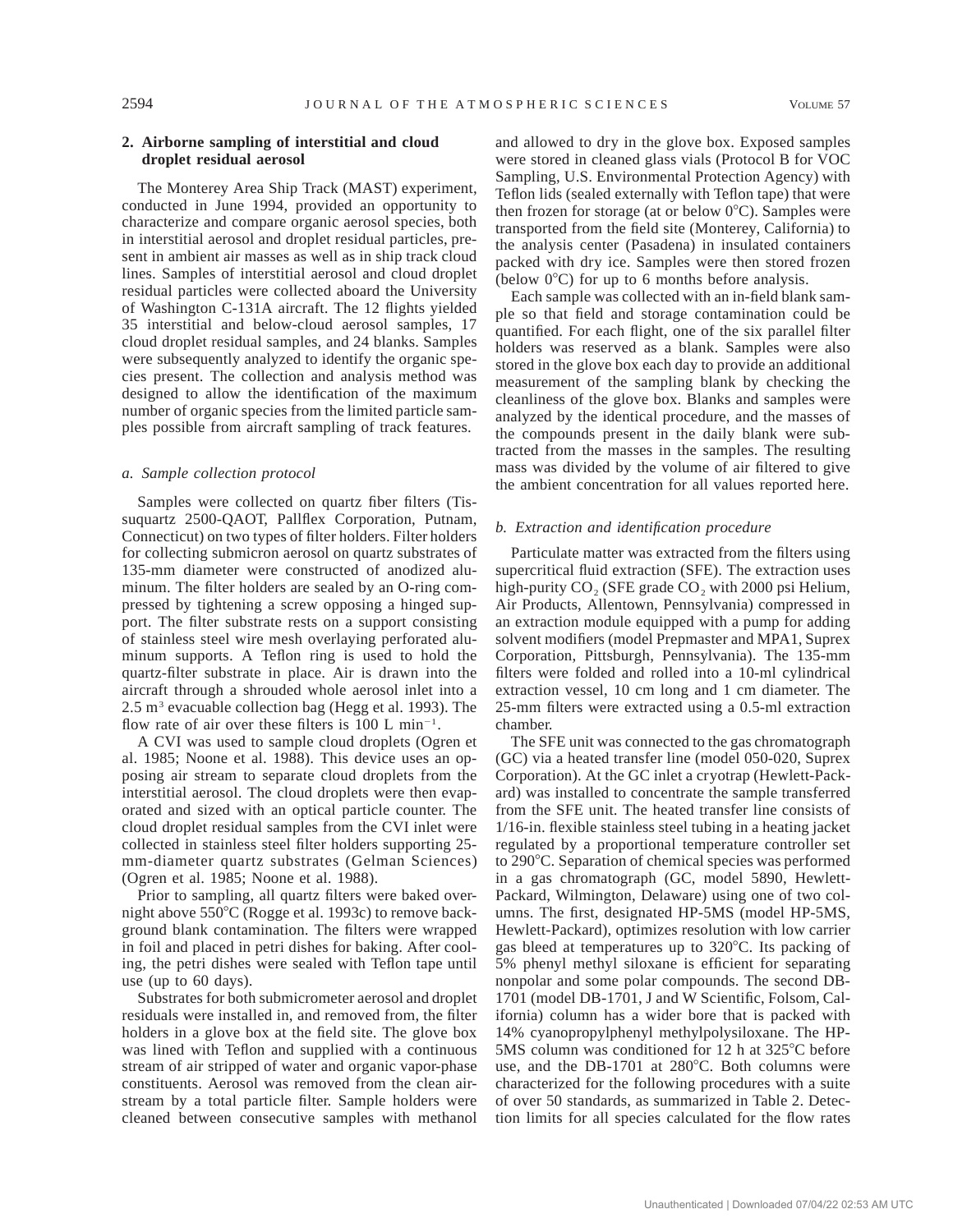## 2. Airborne sampling of interstitial and cloud droplet residual aerosol

The Monterey Area Ship Track (MAST) experiment, conducted in June 1994, provided an opportunity to characterize and compare organic aerosol species, both in interstitial aerosol and droplet residual particles, present in ambient air masses as well as in ship track cloud lines. Samples of interstitial aerosol and cloud droplet residual particles were collected aboard the University of Washington C-131A aircraft. The 12 flights yielded 35 interstitial and below-cloud aerosol samples, 17 cloud droplet residual samples, and 24 blanks. Samples were subsequently analyzed to identify the organic species present. The collection and analysis method was designed to allow the identification of the maximum number of organic species from the limited particle samples possible from aircraft sampling of track features.

### *a. Sample collection protocol*

Samples were collected on quartz fiber filters (Tissuquartz 2500-QAOT, Pallflex Corporation, Putnam, Connecticut) on two types of filter holders. Filter holders for collecting submicron aerosol on quartz substrates of 135-mm diameter were constructed of anodized aluminum. The filter holders are sealed by an O-ring compressed by tightening a screw opposing a hinged support. The filter substrate rests on a support consisting of stainless steel wire mesh overlaying perforated aluminum supports. A Teflon ring is used to hold the quartz-filter substrate in place. Air is drawn into the aircraft through a shrouded whole aerosol inlet into a 2.5 $m^3$ evacuable collection bag (Hegg et al. 1993). The flow rate of air over these filters is 100 L $min^{-1}$.

A CVI was used to sample cloud droplets (Ogren et al. 1985; Noone et al. 1988). This device uses an opposing air stream to separate cloud droplets from the interstitial aerosol. The cloud droplets were then evaporated and sized with an optical particle counter. The cloud droplet residual samples from the CVI inlet were collected in stainless steel filter holders supporting 25-mm-diameter quartz substrates (Gelman Sciences) (Ogren et al. 1985; Noone et al. 1988).

Prior to sampling, all quartz filters were baked overnight above 550°C (Rogge et al. 1993c) to remove background blank contamination. The filters were wrapped in foil and placed in petri dishes for baking. After cooling, the petri dishes were sealed with Teflon tape until use (up to 60 days).

Substrates for both submicrometer aerosol and droplet residuals were installed in, and removed from, the filter holders in a glove box at the field site. The glove box was lined with Teflon and supplied with a continuous stream of air stripped of water and organic vapor-phase constituents. Aerosol was removed from the clean airstream by a total particle filter. Sample holders were cleaned between consecutive samples with methanol and allowed to dry in the glove box. Exposed samples were stored in cleaned glass vials (Protocol B for VOC Sampling, U.S. Environmental Protection Agency) with Teflon lids (sealed externally with Teflon tape) that were then frozen for storage (at or below 0°C). Samples were transported from the field site (Monterey, California) to the analysis center (Pasadena) in insulated containers packed with dry ice. Samples were then stored frozen (below 0°C) for up to 6 months before analysis.

Each sample was collected with an in-field blank sample so that field and storage contamination could be quantified. For each flight, one of the six parallel filter holders was reserved as a blank. Samples were also stored in the glove box each day to provide an additional measurement of the sampling blank by checking the cleanliness of the glove box. Blanks and samples were analyzed by the identical procedure, and the masses of the compounds present in the daily blank were subtracted from the masses in the samples. The resulting mass was divided by the volume of air filtered to give the ambient concentration for all values reported here.

### *b. Extraction and identification procedure*

Particulate matter was extracted from the filters using supercritical fluid extraction (SFE). The extraction uses high-purity $CO_2$ (SFE grade $CO_2$ with 2000 psi Helium, Air Products, Allentown, Pennsylvania) compressed in an extraction module equipped with a pump for adding solvent modifiers (model Prepmaster and MPA1, Suprex Corporation, Pittsburgh, Pennsylvania). The 135-mm filters were folded and rolled into a 10-ml cylindrical extraction vessel, 10 cm long and 1 cm diameter. The 25-mm filters were extracted using a 0.5-ml extraction chamber.

The SFE unit was connected to the gas chromatograph (GC) via a heated transfer line (model 050-020, Suprex Corporation). At the GC inlet a cryotrap (Hewlett-Packard) was installed to concentrate the sample transferred from the SFE unit. The heated transfer line consists of 1/16-in. flexible stainless steel tubing in a heating jacket regulated by a proportional temperature controller set to 290°C. Separation of chemical species was performed in a gas chromatograph (GC, model 5890, Hewlett-Packard, Wilmington, Delaware) using one of two columns. The first, designated HP-5MS (model HP-5MS, Hewlett-Packard), optimizes resolution with low carrier gas bleed at temperatures up to 320°C. Its packing of 5% phenyl methyl siloxane is efficient for separating nonpolar and some polar compounds. The second DB-1701 (model DB-1701, J and W Scientific, Folsom, California) column has a wider bore that is packed with 14% cyanopropylphenyl methylpolysiloxane. The HP-5MS column was conditioned for 12 h at 325°C before use, and the DB-1701 at 280°C. Both columns were characterized for the following procedures with a suite of over 50 standards, as summarized in Table 2. Detection limits for all species calculated for the flow rates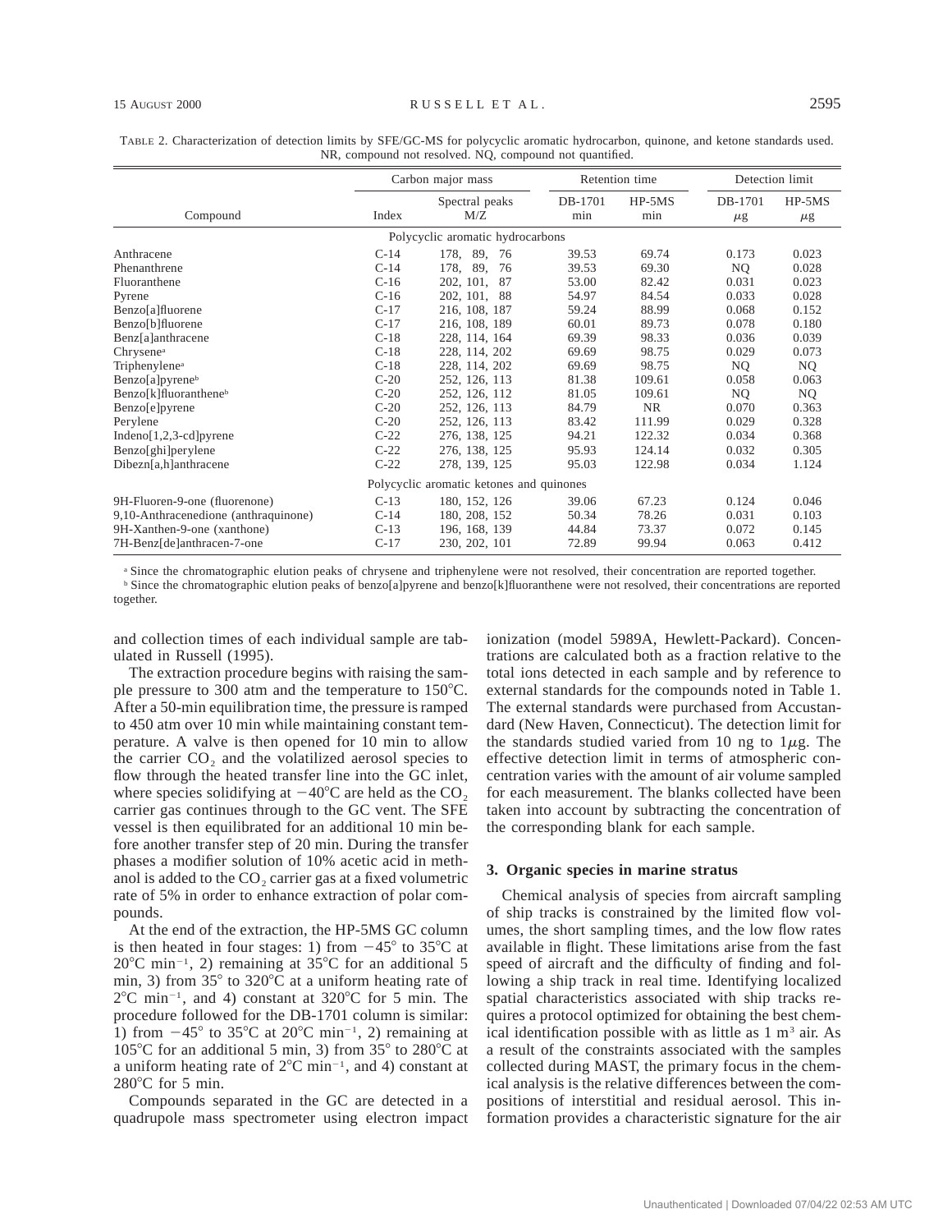TABLE 2. Characterization of detection limits by SFE/GC-MS for polycyclic aromatic hydrocarbon, quinone, and ketone standards used. NR, compound not resolved. NQ, compound not quantified.

| Compound | Carbon major mass | | Retention time | | Detection limit | |
|---|---|---|---|---|---|---|
| | Index | Spectral peaks M/Z | DB-1701 min | HP-5MS min | DB-1701 μg | HP-5MS μg |
| **Polycyclic aromatic hydrocarbons** | | | | | | |
| Anthracene | C-14 | 178, 89, 76 | 39.53 | 69.74 | 0.173 | 0.023 |
| Phenanthrene | C-14 | 178, 89, 76 | 39.53 | 69.30 | NQ | 0.028 |
| Fluoranthene | C-16 | 202, 101, 87 | 53.00 | 82.42 | 0.031 | 0.023 |
| Pyrene | C-16 | 202, 101, 88 | 54.97 | 84.54 | 0.033 | 0.028 |
| Benzo[a]fluorene | C-17 | 216, 108, 187 | 59.24 | 88.99 | 0.068 | 0.152 |
| Benzo[b]fluorene | C-17 | 216, 108, 189 | 60.01 | 89.73 | 0.078 | 0.180 |
| Benz[a]anthracene | C-18 | 228, 114, 164 | 69.39 | 98.33 | 0.036 | 0.039 |
| Chrysene[a] | C-18 | 228, 114, 202 | 69.69 | 98.75 | 0.029 | 0.073 |
| Triphenylene[a] | C-18 | 228, 114, 202 | 69.69 | 98.75 | NQ | NQ |
| Benzo[a]pyrene[b] | C-20 | 252, 126, 113 | 81.38 | 109.61 | 0.058 | 0.063 |
| Benzo[k]fluoranthene[b] | C-20 | 252, 126, 112 | 81.05 | 109.61 | NQ | NQ |
| Benzo[e]pyrene | C-20 | 252, 126, 113 | 84.79 | NR | 0.070 | 0.363 |
| Perylene | C-20 | 252, 126, 113 | 83.42 | 111.99 | 0.029 | 0.328 |
| Indeno[1,2,3-cd]pyrene | C-22 | 276, 138, 125 | 94.21 | 122.32 | 0.034 | 0.368 |
| Benzo[ghi]perylene | C-22 | 276, 138, 125 | 95.93 | 124.14 | 0.032 | 0.305 |
| Dibezn[a,h]anthracene | C-22 | 278, 139, 125 | 95.03 | 122.98 | 0.034 | 1.124 |
| **Polycyclic aromatic ketones and quinones** | | | | | | |
| 9H-Fluoren-9-one (fluorenone) | C-13 | 180, 152, 126 | 39.06 | 67.23 | 0.124 | 0.046 |
| 9,10-Anthracenedione (anthraquinone) | C-14 | 180, 208, 152 | 50.34 | 78.26 | 0.031 | 0.103 |
| 9H-Xanthen-9-one (xanthone) | C-13 | 196, 168, 139 | 44.84 | 73.37 | 0.072 | 0.145 |
| 7H-Benz[de]anthracen-7-one | C-17 | 230, 202, 101 | 72.89 | 99.94 | 0.063 | 0.412 |

[a] Since the chromatographic elution peaks of chrysene and triphenylene were not resolved, their concentration are reported together.
[b] Since the chromatographic elution peaks of benzo[a]pyrene and benzo[k]fluoranthene were not resolved, their concentrations are reported together.

and collection times of each individual sample are tabulated in Russell (1995).

The extraction procedure begins with raising the sample pressure to 300 atm and the temperature to 150°C. After a 50-min equilibration time, the pressure is ramped to 450 atm over 10 min while maintaining constant temperature. A valve is then opened for 10 min to allow the carrier $CO_2$ and the volatilized aerosol species to flow through the heated transfer line into the GC inlet, where species solidifying at −40°C are held as the $CO_2$ carrier gas continues through to the GC vent. The SFE vessel is then equilibrated for an additional 10 min before another transfer step of 20 min. During the transfer phases a modifier solution of 10% acetic acid in methanol is added to the $CO_2$ carrier gas at a fixed volumetric rate of 5% in order to enhance extraction of polar compounds.

At the end of the extraction, the HP-5MS GC column is then heated in four stages: 1) from −45° to 35°C at 20°C min$^{-1}$, 2) remaining at 35°C for an additional 5 min, 3) from 35° to 320°C at a uniform heating rate of 2°C min$^{-1}$, and 4) constant at 320°C for 5 min. The procedure followed for the DB-1701 column is similar: 1) from −45° to 35°C at 20°C min$^{-1}$, 2) remaining at 105°C for an additional 5 min, 3) from 35° to 280°C at a uniform heating rate of 2°C min$^{-1}$, and 4) constant at 280°C for 5 min.

Compounds separated in the GC are detected in a quadrupole mass spectrometer using electron impact ionization (model 5989A, Hewlett-Packard). Concentrations are calculated both as a fraction relative to the total ions detected in each sample and by reference to external standards for the compounds noted in Table 1. The external standards were purchased from Accustandard (New Haven, Connecticut). The detection limit for the standards studied varied from 10 ng to 1μg. The effective detection limit in terms of atmospheric concentration varies with the amount of air volume sampled for each measurement. The blanks collected have been taken into account by subtracting the concentration of the corresponding blank for each sample.

## 3. Organic species in marine stratus

Chemical analysis of species from aircraft sampling of ship tracks is constrained by the limited flow volumes, the short sampling times, and the low flow rates available in flight. These limitations arise from the fast speed of aircraft and the difficulty of finding and following a ship track in real time. Identifying localized spatial characteristics associated with ship tracks requires a protocol optimized for obtaining the best chemical identification possible with as little as 1 m$^3$ air. As a result of the constraints associated with the samples collected during MAST, the primary focus in the chemical analysis is the relative differences between the compositions of interstitial and residual aerosol. This information provides a characteristic signature for the air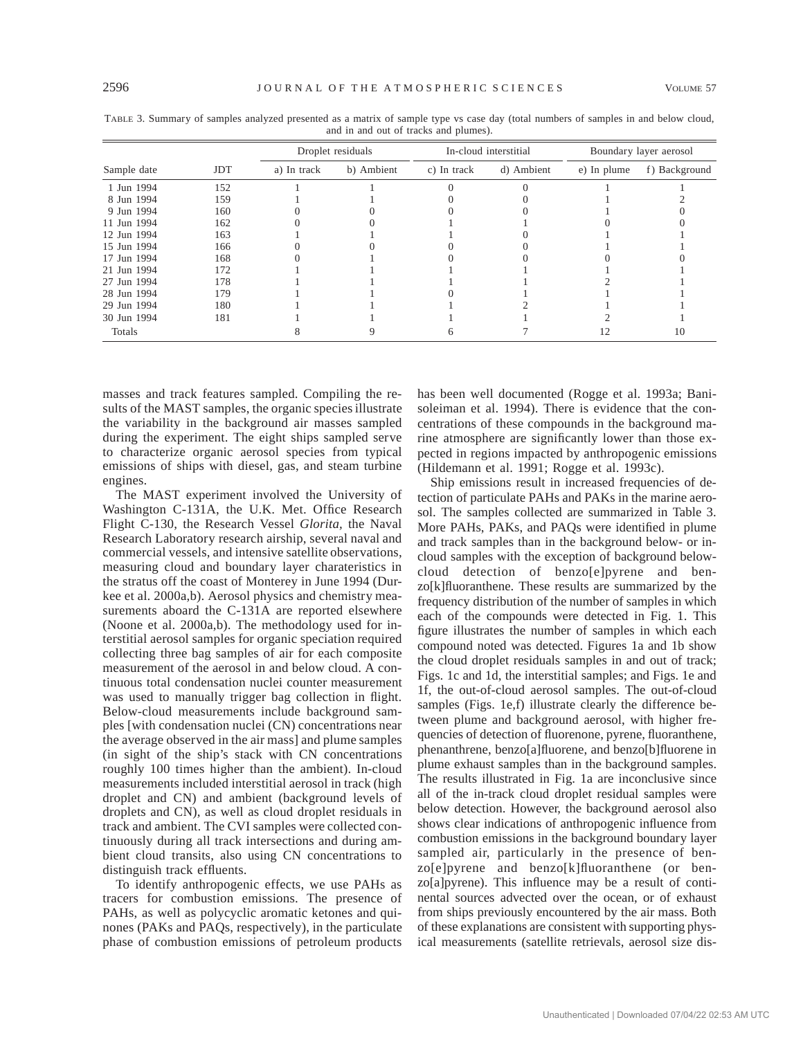TABLE 3. Summary of samples analyzed presented as a matrix of sample type vs case day (total numbers of samples in and below cloud, and in and out of tracks and plumes).

| Sample date | JDT | Droplet residuals | | In-cloud interstitial | | Boundary layer aerosol | |
|---|---|---|---|---|---|---|---|
| | | a) In track | b) Ambient | c) In track | d) Ambient | e) In plume | f) Background |
| 1 Jun 1994 | 152 | 1 | 1 | 0 | 0 | 1 | 1 |
| 8 Jun 1994 | 159 | 1 | 1 | 0 | 0 | 1 | 2 |
| 9 Jun 1994 | 160 | 0 | 0 | 0 | 0 | 1 | 0 |
| 11 Jun 1994 | 162 | 0 | 0 | 1 | 1 | 0 | 0 |
| 12 Jun 1994 | 163 | 1 | 1 | 1 | 0 | 1 | 1 |
| 15 Jun 1994 | 166 | 0 | 0 | 0 | 0 | 1 | 1 |
| 17 Jun 1994 | 168 | 0 | 1 | 0 | 0 | 0 | 0 |
| 21 Jun 1994 | 172 | 1 | 1 | 1 | 1 | 1 | 1 |
| 27 Jun 1994 | 178 | 1 | 1 | 1 | 1 | 2 | 1 |
| 28 Jun 1994 | 179 | 1 | 1 | 0 | 1 | 1 | 1 |
| 29 Jun 1994 | 180 | 1 | 1 | 1 | 2 | 1 | 1 |
| 30 Jun 1994 | 181 | 1 | 1 | 1 | 1 | 2 | 1 |
| Totals | | 8 | 9 | 6 | 7 | 12 | 10 |

masses and track features sampled. Compiling the results of the MAST samples, the organic species illustrate the variability in the background air masses sampled during the experiment. The eight ships sampled serve to characterize organic aerosol species from typical emissions of ships with diesel, gas, and steam turbine engines.

The MAST experiment involved the University of Washington C-131A, the U.K. Met. Office Research Flight C-130, the Research Vessel *Glorita*, the Naval Research Laboratory research airship, several naval and commercial vessels, and intensive satellite observations, measuring cloud and boundary layer charateristics in the stratus off the coast of Monterey in June 1994 (Durkee et al. 2000a,b). Aerosol physics and chemistry measurements aboard the C-131A are reported elsewhere (Noone et al. 2000a,b). The methodology used for interstitial aerosol samples for organic speciation required collecting three bag samples of air for each composite measurement of the aerosol in and below cloud. A continuous total condensation nuclei counter measurement was used to manually trigger bag collection in flight. Below-cloud measurements include background samples [with condensation nuclei (CN) concentrations near the average observed in the air mass] and plume samples (in sight of the ship's stack with CN concentrations roughly 100 times higher than the ambient). In-cloud measurements included interstitial aerosol in track (high droplet and CN) and ambient (background levels of droplets and CN), as well as cloud droplet residuals in track and ambient. The CVI samples were collected continuously during all track intersections and during ambient cloud transits, also using CN concentrations to distinguish track effluents.

To identify anthropogenic effects, we use PAHs as tracers for combustion emissions. The presence of PAHs, as well as polycyclic aromatic ketones and quinones (PAKs and PAQs, respectively), in the particulate phase of combustion emissions of petroleum products has been well documented (Rogge et al. 1993a; Banisoleiman et al. 1994). There is evidence that the concentrations of these compounds in the background marine atmosphere are significantly lower than those expected in regions impacted by anthropogenic emissions (Hildemann et al. 1991; Rogge et al. 1993c).

Ship emissions result in increased frequencies of detection of particulate PAHs and PAKs in the marine aerosol. The samples collected are summarized in Table 3. More PAHs, PAKs, and PAQs were identified in plume and track samples than in the background below- or in-cloud samples with the exception of background below-cloud detection of benzo[e]pyrene and benzo[k]fluoranthene. These results are summarized by the frequency distribution of the number of samples in which each of the compounds were detected in Fig. 1. This figure illustrates the number of samples in which each compound noted was detected. Figures 1a and 1b show the cloud droplet residuals samples in and out of track; Figs. 1c and 1d, the interstitial samples; and Figs. 1e and 1f, the out-of-cloud aerosol samples. The out-of-cloud samples (Figs. 1e,f) illustrate clearly the difference between plume and background aerosol, with higher frequencies of detection of fluorenone, pyrene, fluoranthene, phenanthrene, benzo[a]fluorene, and benzo[b]fluorene in plume exhaust samples than in the background samples. The results illustrated in Fig. 1a are inconclusive since all of the in-track cloud droplet residual samples were below detection. However, the background aerosol also shows clear indications of anthropogenic influence from combustion emissions in the background boundary layer sampled air, particularly in the presence of benzo[e]pyrene and benzo[k]fluoranthene (or benzo[a]pyrene). This influence may be a result of continental sources advected over the ocean, or of exhaust from ships previously encountered by the air mass. Both of these explanations are consistent with supporting physical measurements (satellite retrievals, aerosol size dis-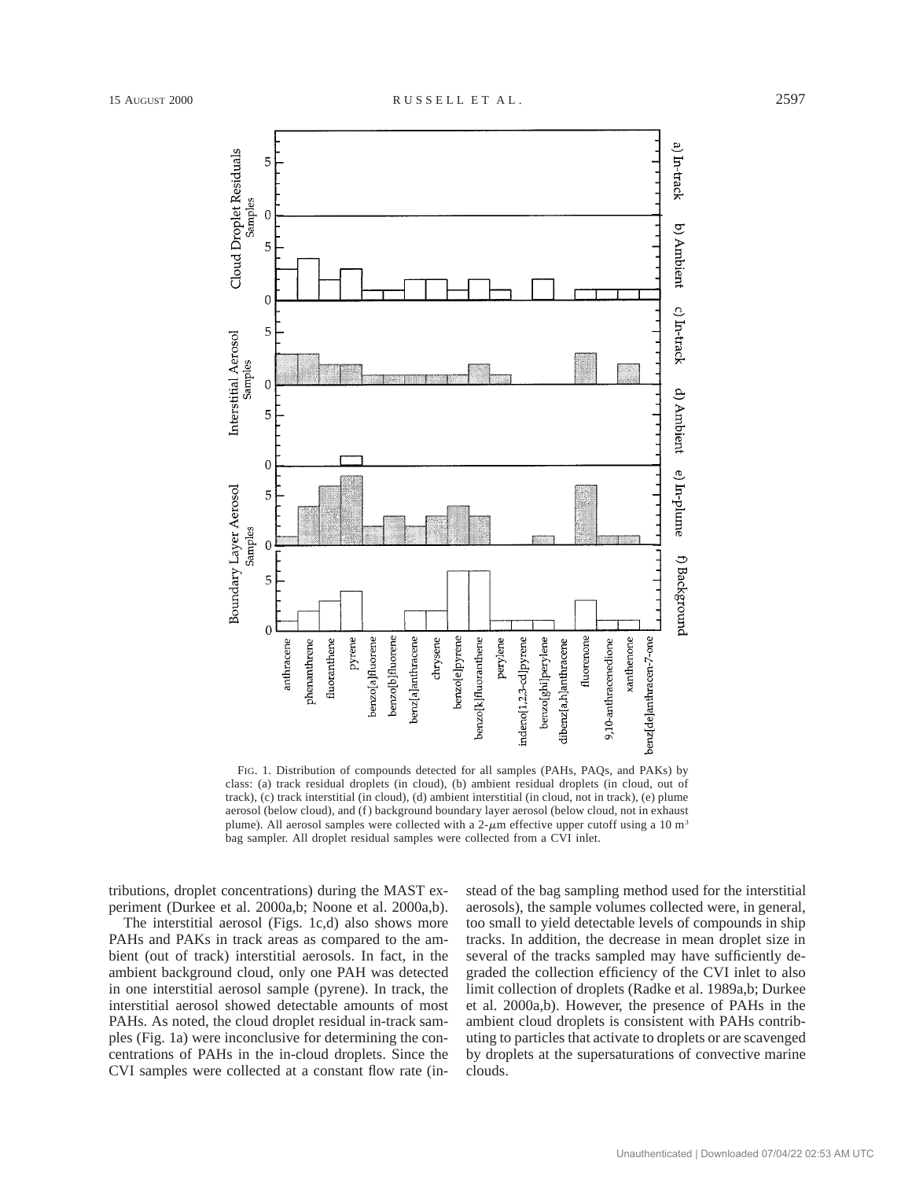FIG. 1. Distribution of compounds detected for all samples (PAHs, PAQs, and PAKs) by class: (a) track residual droplets (in cloud), (b) ambient residual droplets (in cloud, out of track), (c) track interstitial (in cloud), (d) ambient interstitial (in cloud, not in track), (e) plume aerosol (below cloud), and (f) background boundary layer aerosol (below cloud, not in exhaust plume). All aerosol samples were collected with a 2-$\mu$m effective upper cutoff using a 10 $m^3$ bag sampler. All droplet residual samples were collected from a CVI inlet.

tributions, droplet concentrations) during the MAST experiment (Durkee et al. 2000a,b; Noone et al. 2000a,b).

The interstitial aerosol (Figs. 1c,d) also shows more PAHs and PAKs in track areas as compared to the ambient (out of track) interstitial aerosols. In fact, in the ambient background cloud, only one PAH was detected in one interstitial aerosol sample (pyrene). In track, the interstitial aerosol showed detectable amounts of most PAHs. As noted, the cloud droplet residual in-track samples (Fig. 1a) were inconclusive for determining the concentrations of PAHs in the in-cloud droplets. Since the CVI samples were collected at a constant flow rate (instead of the bag sampling method used for the interstitial aerosols), the sample volumes collected were, in general, too small to yield detectable levels of compounds in ship tracks. In addition, the decrease in mean droplet size in several of the tracks sampled may have sufficiently degraded the collection efficiency of the CVI inlet to also limit collection of droplets (Radke et al. 1989a,b; Durkee et al. 2000a,b). However, the presence of PAHs in the ambient cloud droplets is consistent with PAHs contributing to particles that activate to droplets or are scavenged by droplets at the supersaturations of convective marine clouds.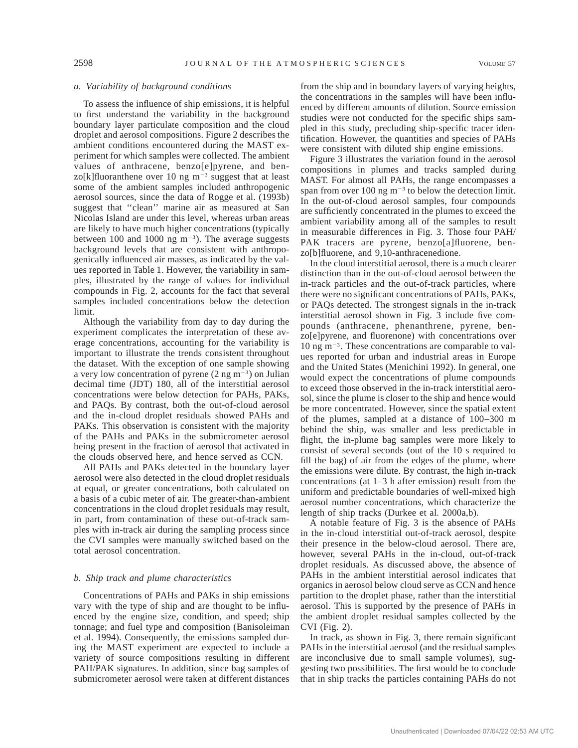### *a. Variability of background conditions*

To assess the influence of ship emissions, it is helpful to first understand the variability in the background boundary layer particulate composition and the cloud droplet and aerosol compositions. Figure 2 describes the ambient conditions encountered during the MAST experiment for which samples were collected. The ambient values of anthracene, benzo[e]pyrene, and benzo[k]fluoranthene over 10 ng $m^{-3}$ suggest that at least some of the ambient samples included anthropogenic aerosol sources, since the data of Rogge et al. (1993b) suggest that ''clean'' marine air as measured at San Nicolas Island are under this level, whereas urban areas are likely to have much higher concentrations (typically between 100 and 1000 ng $m^{-3}$). The average suggests background levels that are consistent with anthropogenically influenced air masses, as indicated by the values reported in Table 1. However, the variability in samples, illustrated by the range of values for individual compounds in Fig. 2, accounts for the fact that several samples included concentrations below the detection limit.

Although the variability from day to day during the experiment complicates the interpretation of these average concentrations, accounting for the variability is important to illustrate the trends consistent throughout the dataset. With the exception of one sample showing a very low concentration of pyrene (2 ng $m^{-3}$) on Julian decimal time (JDT) 180, all of the interstitial aerosol concentrations were below detection for PAHs, PAKs, and PAQs. By contrast, both the out-of-cloud aerosol and the in-cloud droplet residuals showed PAHs and PAKs. This observation is consistent with the majority of the PAHs and PAKs in the submicrometer aerosol being present in the fraction of aerosol that activated in the clouds observed here, and hence served as CCN.

All PAHs and PAKs detected in the boundary layer aerosol were also detected in the cloud droplet residuals at equal, or greater concentrations, both calculated on a basis of a cubic meter of air. The greater-than-ambient concentrations in the cloud droplet residuals may result, in part, from contamination of these out-of-track samples with in-track air during the sampling process since the CVI samples were manually switched based on the total aerosol concentration.

### *b. Ship track and plume characteristics*

Concentrations of PAHs and PAKs in ship emissions vary with the type of ship and are thought to be influenced by the engine size, condition, and speed; ship tonnage; and fuel type and composition (Banisoleiman et al. 1994). Consequently, the emissions sampled during the MAST experiment are expected to include a variety of source compositions resulting in different PAH/PAK signatures. In addition, since bag samples of submicrometer aerosol were taken at different distances from the ship and in boundary layers of varying heights, the concentrations in the samples will have been influenced by different amounts of dilution. Source emission studies were not conducted for the specific ships sampled in this study, precluding ship-specific tracer identification. However, the quantities and species of PAHs were consistent with diluted ship engine emissions.

Figure 3 illustrates the variation found in the aerosol compositions in plumes and tracks sampled during MAST. For almost all PAHs, the range encompasses a span from over 100 ng $m^{-3}$ to below the detection limit. In the out-of-cloud aerosol samples, four compounds are sufficiently concentrated in the plumes to exceed the ambient variability among all of the samples to result in measurable differences in Fig. 3. Those four PAH/PAK tracers are pyrene, benzo[a]fluorene, benzo[b]fluorene, and 9,10-anthracenedione.

In the cloud interstitial aerosol, there is a much clearer distinction than in the out-of-cloud aerosol between the in-track particles and the out-of-track particles, where there were no significant concentrations of PAHs, PAKs, or PAQs detected. The strongest signals in the in-track interstitial aerosol shown in Fig. 3 include five compounds (anthracene, phenanthrene, pyrene, benzo[e]pyrene, and fluorenone) with concentrations over 10 ng $m^{-3}$. These concentrations are comparable to values reported for urban and industrial areas in Europe and the United States (Menichini 1992). In general, one would expect the concentrations of plume compounds to exceed those observed in the in-track interstitial aerosol, since the plume is closer to the ship and hence would be more concentrated. However, since the spatial extent of the plumes, sampled at a distance of 100–300 m behind the ship, was smaller and less predictable in flight, the in-plume bag samples were more likely to consist of several seconds (out of the 10 s required to fill the bag) of air from the edges of the plume, where the emissions were dilute. By contrast, the high in-track concentrations (at 1–3 h after emission) result from the uniform and predictable boundaries of well-mixed high aerosol number concentrations, which characterize the length of ship tracks (Durkee et al. 2000a,b).

A notable feature of Fig. 3 is the absence of PAHs in the in-cloud interstitial out-of-track aerosol, despite their presence in the below-cloud aerosol. There are, however, several PAHs in the in-cloud, out-of-track droplet residuals. As discussed above, the absence of PAHs in the ambient interstitial aerosol indicates that organics in aerosol below cloud serve as CCN and hence partition to the droplet phase, rather than the interstitial aerosol. This is supported by the presence of PAHs in the ambient droplet residual samples collected by the CVI (Fig. 2).

In track, as shown in Fig. 3, there remain significant PAHs in the interstitial aerosol (and the residual samples are inconclusive due to small sample volumes), suggesting two possibilities. The first would be to conclude that in ship tracks the particles containing PAHs do not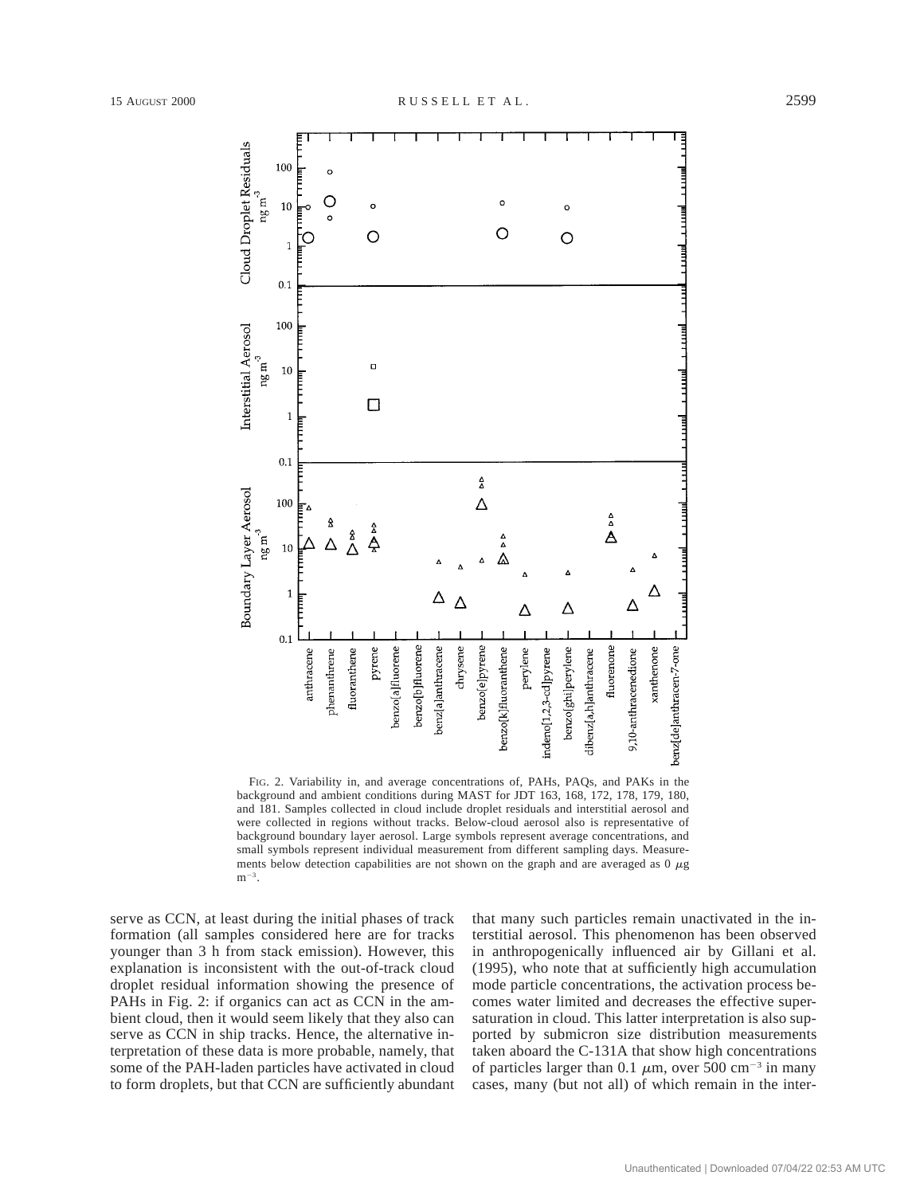FIG. 2. Variability in, and average concentrations of, PAHs, PAQs, and PAKs in the background and ambient conditions during MAST for JDT 163, 168, 172, 178, 179, 180, and 181. Samples collected in cloud include droplet residuals and interstitial aerosol and were collected in regions without tracks. Below-cloud aerosol also is representative of background boundary layer aerosol. Large symbols represent average concentrations, and small symbols represent individual measurement from different sampling days. Measurements below detection capabilities are not shown on the graph and are averaged as 0 $\mu$g m$^{-3}$.

serve as CCN, at least during the initial phases of track formation (all samples considered here are for tracks younger than 3 h from stack emission). However, this explanation is inconsistent with the out-of-track cloud droplet residual information showing the presence of PAHs in Fig. 2: if organics can act as CCN in the ambient cloud, then it would seem likely that they also can serve as CCN in ship tracks. Hence, the alternative interpretation of these data is more probable, namely, that some of the PAH-laden particles have activated in cloud to form droplets, but that CCN are sufficiently abundant that many such particles remain unactivated in the interstitial aerosol. This phenomenon has been observed in anthropogenically influenced air by Gillani et al. (1995), who note that at sufficiently high accumulation mode particle concentrations, the activation process becomes water limited and decreases the effective supersaturation in cloud. This latter interpretation is also supported by submicron size distribution measurements taken aboard the C-131A that show high concentrations of particles larger than 0.1 $\mu$m, over 500 cm$^{-3}$ in many cases, many (but not all) of which remain in the inter-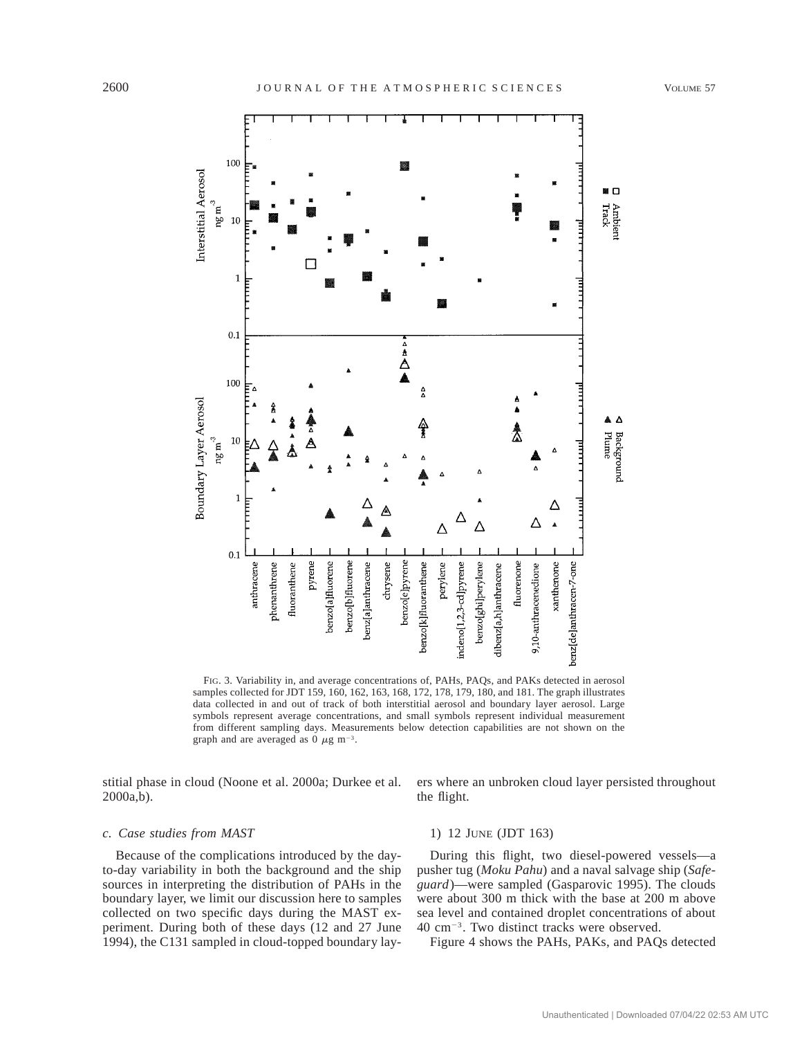FIG. 3. Variability in, and average concentrations of, PAHs, PAQs, and PAKs detected in aerosol samples collected for JDT 159, 160, 162, 163, 168, 172, 178, 179, 180, and 181. The graph illustrates data collected in and out of track of both interstitial aerosol and boundary layer aerosol. Large symbols represent average concentrations, and small symbols represent individual measurement from different sampling days. Measurements below detection capabilities are not shown on the graph and are averaged as 0 $\mu$g m$^{-3}$.

stitial phase in cloud (Noone et al. 2000a; Durkee et al. 2000a,b).

### c. Case studies from MAST

Because of the complications introduced by the day-to-day variability in both the background and the ship sources in interpreting the distribution of PAHs in the boundary layer, we limit our discussion here to samples collected on two specific days during the MAST experiment. During both of these days (12 and 27 June 1994), the C131 sampled in cloud-topped boundary layers where an unbroken cloud layer persisted throughout the flight.

#### 1) 12 JUNE (JDT 163)

During this flight, two diesel-powered vessels—a pusher tug (*Moku Pahu*) and a naval salvage ship (*Safeguard*)—were sampled (Gasparovic 1995). The clouds were about 300 m thick with the base at 200 m above sea level and contained droplet concentrations of about 40 cm$^{-3}$. Two distinct tracks were observed.

Figure 4 shows the PAHs, PAKs, and PAQs detected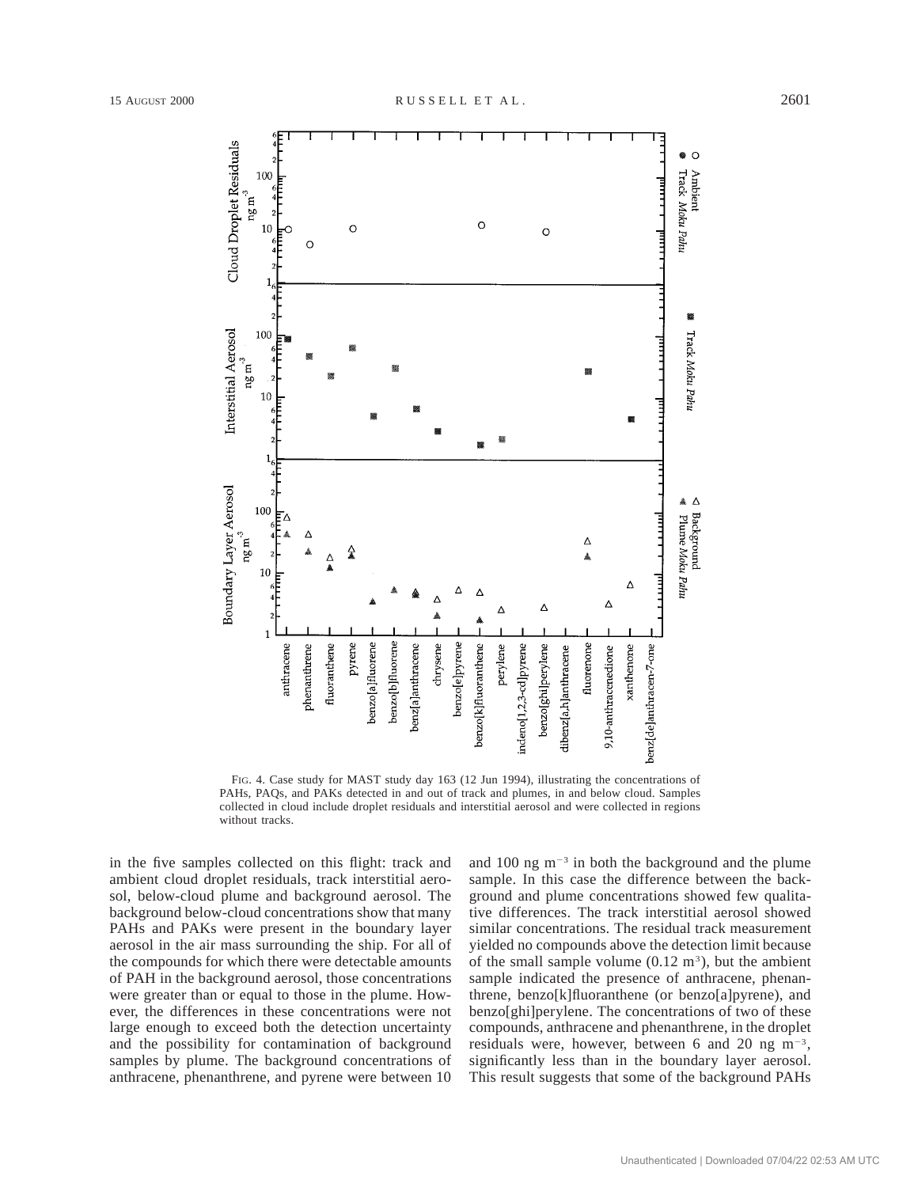FIG. 4. Case study for MAST study day 163 (12 Jun 1994), illustrating the concentrations of PAHs, PAQs, and PAKs detected in and out of track and plumes, in and below cloud. Samples collected in cloud include droplet residuals and interstitial aerosol and were collected in regions without tracks.

in the five samples collected on this flight: track and ambient cloud droplet residuals, track interstitial aerosol, below-cloud plume and background aerosol. The background below-cloud concentrations show that many PAHs and PAKs were present in the boundary layer aerosol in the air mass surrounding the ship. For all of the compounds for which there were detectable amounts of PAH in the background aerosol, those concentrations were greater than or equal to those in the plume. However, the differences in these concentrations were not large enough to exceed both the detection uncertainty and the possibility for contamination of background samples by plume. The background concentrations of anthracene, phenanthrene, and pyrene were between 10 and 100 ng $m^{-3}$ in both the background and the plume sample. In this case the difference between the background and plume concentrations showed few qualitative differences. The track interstitial aerosol showed similar concentrations. The residual track measurement yielded no compounds above the detection limit because of the small sample volume (0.12 $m^3$), but the ambient sample indicated the presence of anthracene, phenanthrene, benzo[k]fluoranthene (or benzo[a]pyrene), and benzo[ghi]perylene. The concentrations of two of these compounds, anthracene and phenanthrene, in the droplet residuals were, however, between 6 and 20 ng $m^{-3}$, significantly less than in the boundary layer aerosol. This result suggests that some of the background PAHs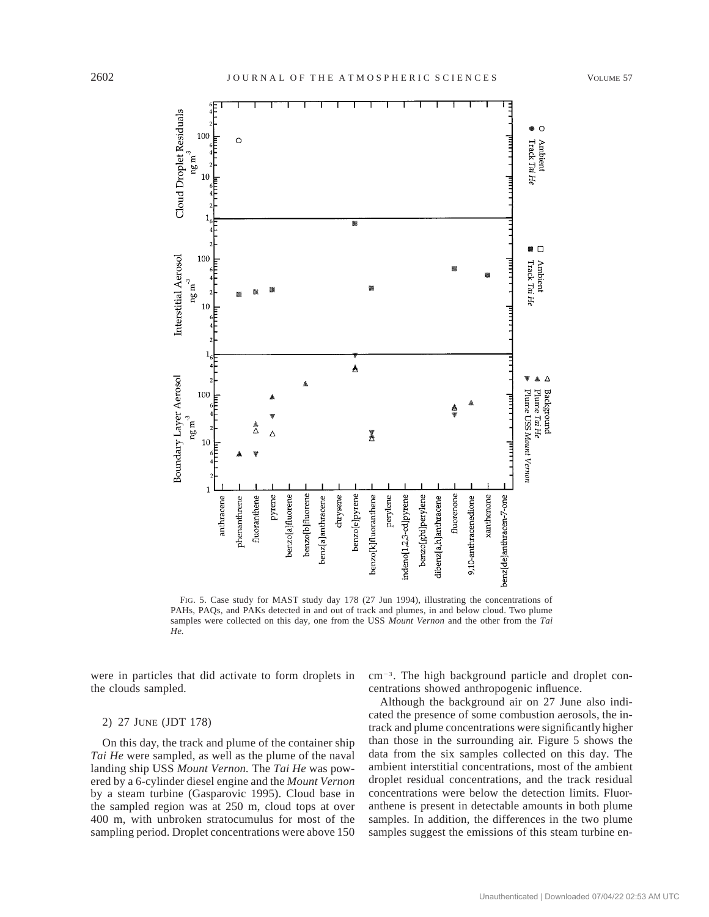FIG. 5. Case study for MAST study day 178 (27 Jun 1994), illustrating the concentrations of PAHs, PAQs, and PAKs detected in and out of track and plumes, in and below cloud. Two plume samples were collected on this day, one from the USS *Mount Vernon* and the other from the *Tai He.*

were in particles that did activate to form droplets in the clouds sampled.

### 2) 27 JUNE (JDT 178)

On this day, the track and plume of the container ship *Tai He* were sampled, as well as the plume of the naval landing ship USS *Mount Vernon.* The *Tai He* was powered by a 6-cylinder diesel engine and the *Mount Vernon* by a steam turbine (Gasparovic 1995). Cloud base in the sampled region was at 250 m, cloud tops at over 400 m, with unbroken stratocumulus for most of the sampling period. Droplet concentrations were above 150 $cm^{-3}$. The high background particle and droplet concentrations showed anthropogenic influence.

Although the background air on 27 June also indicated the presence of some combustion aerosols, the in-track and plume concentrations were significantly higher than those in the surrounding air. Figure 5 shows the data from the six samples collected on this day. The ambient interstitial concentrations, most of the ambient droplet residual concentrations, and the track residual concentrations were below the detection limits. Fluoranthene is present in detectable amounts in both plume samples. In addition, the differences in the two plume samples suggest the emissions of this steam turbine en-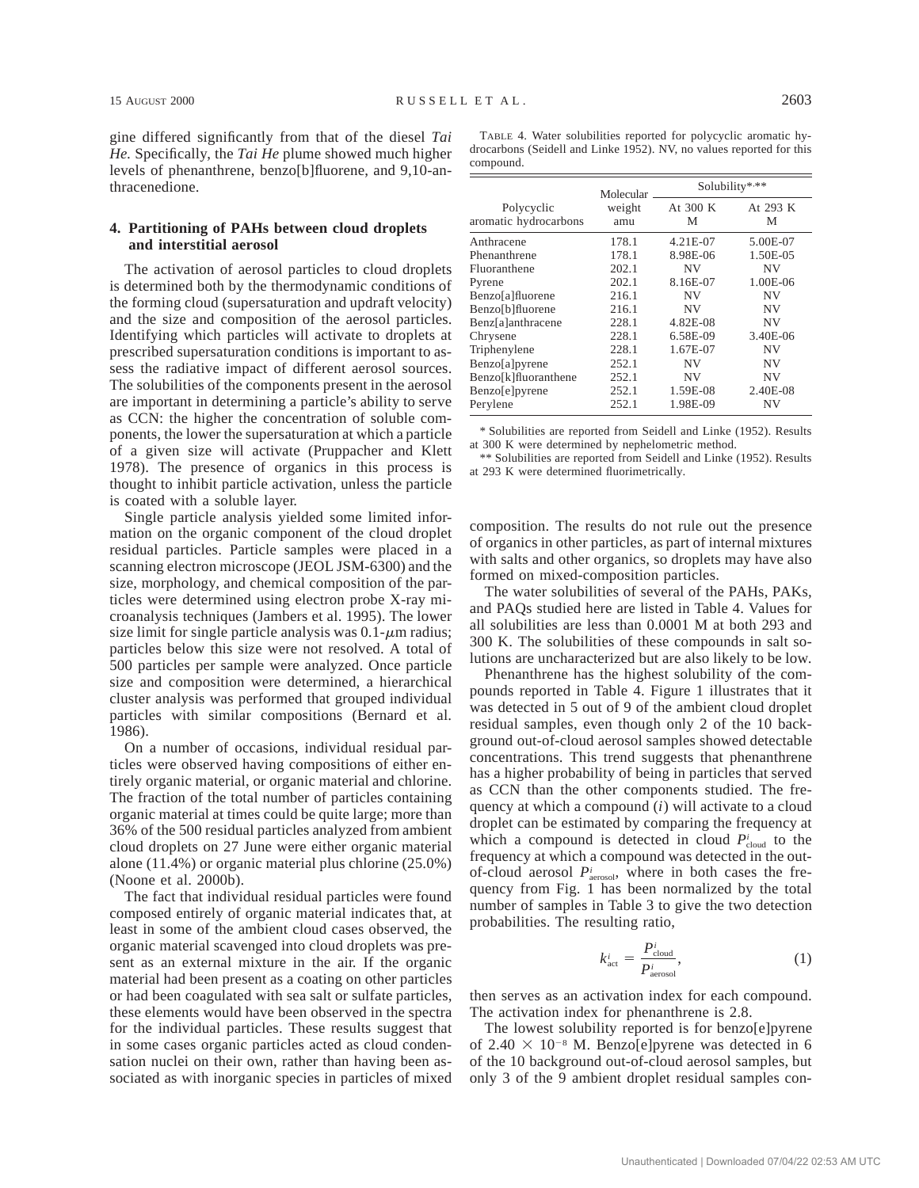gine differed significantly from that of the diesel *Tai He.* Specifically, the *Tai He* plume showed much higher levels of phenanthrene, benzo[b]fluorene, and 9,10-anthracenedione.

## 4. Partitioning of PAHs between cloud droplets and interstitial aerosol

The activation of aerosol particles to cloud droplets is determined both by the thermodynamic conditions of the forming cloud (supersaturation and updraft velocity) and the size and composition of the aerosol particles. Identifying which particles will activate to droplets at prescribed supersaturation conditions is important to assess the radiative impact of different aerosol sources. The solubilities of the components present in the aerosol are important in determining a particle's ability to serve as CCN: the higher the concentration of soluble components, the lower the supersaturation at which a particle of a given size will activate (Pruppacher and Klett 1978). The presence of organics in this process is thought to inhibit particle activation, unless the particle is coated with a soluble layer.

Single particle analysis yielded some limited information on the organic component of the cloud droplet residual particles. Particle samples were placed in a scanning electron microscope (JEOL JSM-6300) and the size, morphology, and chemical composition of the particles were determined using electron probe X-ray microanalysis techniques (Jambers et al. 1995). The lower size limit for single particle analysis was 0.1-$\mu$m radius; particles below this size were not resolved. A total of 500 particles per sample were analyzed. Once particle size and composition were determined, a hierarchical cluster analysis was performed that grouped individual particles with similar compositions (Bernard et al. 1986).

On a number of occasions, individual residual particles were observed having compositions of either entirely organic material, or organic material and chlorine. The fraction of the total number of particles containing organic material at times could be quite large; more than 36% of the 500 residual particles analyzed from ambient cloud droplets on 27 June were either organic material alone (11.4%) or organic material plus chlorine (25.0%) (Noone et al. 2000b).

The fact that individual residual particles were found composed entirely of organic material indicates that, at least in some of the ambient cloud cases observed, the organic material scavenged into cloud droplets was present as an external mixture in the air. If the organic material had been present as a coating on other particles or had been coagulated with sea salt or sulfate particles, these elements would have been observed in the spectra for the individual particles. These results suggest that in some cases organic particles acted as cloud condensation nuclei on their own, rather than having been associated as with inorganic species in particles of mixed composition. The results do not rule out the presence of organics in other particles, as part of internal mixtures with salts and other organics, so droplets may have also formed on mixed-composition particles.

TABLE 4. Water solubilities reported for polycyclic aromatic hydrocarbons (Seidell and Linke 1952). NV, no values reported for this compound.

| Polycyclic aromatic hydrocarbons | Molecular weight amu | Solubility*,** At 300 K M | Solubility*,** At 293 K M |
|---|---|---|---|
| Anthracene | 178.1 | 4.21E-07 | 5.00E-07 |
| Phenanthrene | 178.1 | 8.98E-06 | 1.50E-05 |
| Fluoranthene | 202.1 | NV | NV |
| Pyrene | 202.1 | 8.16E-07 | 1.00E-06 |
| Benzo[a]fluorene | 216.1 | NV | NV |
| Benzo[b]fluorene | 216.1 | NV | NV |
| Benz[a]anthracene | 228.1 | 4.82E-08 | NV |
| Chrysene | 228.1 | 6.58E-09 | 3.40E-06 |
| Triphenylene | 228.1 | 1.67E-07 | NV |
| Benzo[a]pyrene | 252.1 | NV | NV |
| Benzo[k]fluoranthene | 252.1 | NV | NV |
| Benzo[e]pyrene | 252.1 | 1.59E-08 | 2.40E-08 |
| Perylene | 252.1 | 1.98E-09 | NV |

\* Solubilities are reported from Seidell and Linke (1952). Results at 300 K were determined by nephelometric method.

\** Solubilities are reported from Seidell and Linke (1952). Results at 293 K were determined fluorimetrically.

The water solubilities of several of the PAHs, PAKs, and PAQs studied here are listed in Table 4. Values for all solubilities are less than 0.0001 M at both 293 and 300 K. The solubilities of these compounds in salt solutions are uncharacterized but are also likely to be low.

Phenanthrene has the highest solubility of the compounds reported in Table 4. Figure 1 illustrates that it was detected in 5 out of 9 of the ambient cloud droplet residual samples, even though only 2 of the 10 background out-of-cloud aerosol samples showed detectable concentrations. This trend suggests that phenanthrene has a higher probability of being in particles that served as CCN than the other components studied. The frequency at which a compound ($i$) will activate to a cloud droplet can be estimated by comparing the frequency at which a compound is detected in cloud $P^i_{\mathrm{cloud}}$ to the frequency at which a compound was detected in the out-of-cloud aerosol $P^i_{\mathrm{aerosol}}$, where in both cases the frequency from Fig. 1 has been normalized by the total number of samples in Table 3 to give the two detection probabilities. The resulting ratio,

$$k^i_{\mathrm{act}} = \frac{P^i_{\mathrm{cloud}}}{P^i_{\mathrm{aerosol}}}, \tag{1}$$

then serves as an activation index for each compound. The activation index for phenanthrene is 2.8.

The lowest solubility reported is for benzo[e]pyrene of $2.40 \times 10^{-8}$ M. Benzo[e]pyrene was detected in 6 of the 10 background out-of-cloud aerosol samples, but only 3 of the 9 ambient droplet residual samples con-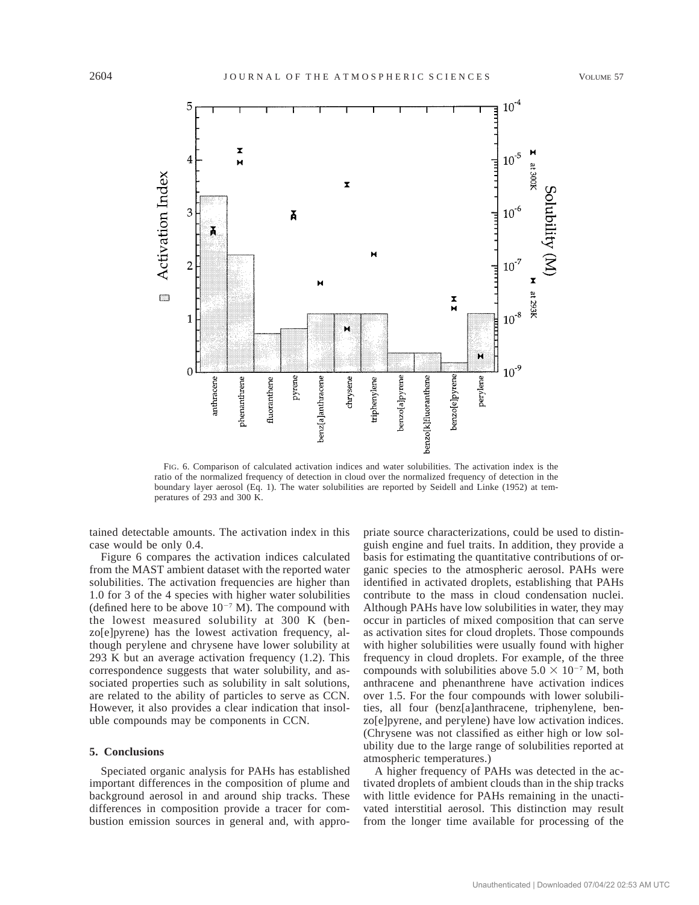FIG. 6. Comparison of calculated activation indices and water solubilities. The activation index is the ratio of the normalized frequency of detection in cloud over the normalized frequency of detection in the boundary layer aerosol (Eq. 1). The water solubilities are reported by Seidell and Linke (1952) at temperatures of 293 and 300 K.

tained detectable amounts. The activation index in this case would be only 0.4.

Figure 6 compares the activation indices calculated from the MAST ambient dataset with the reported water solubilities. The activation frequencies are higher than 1.0 for 3 of the 4 species with higher water solubilities (defined here to be above $10^{-7}$ M). The compound with the lowest measured solubility at 300 K (benzo[e]pyrene) has the lowest activation frequency, although perylene and chrysene have lower solubility at 293 K but an average activation frequency (1.2). This correspondence suggests that water solubility, and associated properties such as solubility in salt solutions, are related to the ability of particles to serve as CCN. However, it also provides a clear indication that insoluble compounds may be components in CCN.

## 5. Conclusions

Speciated organic analysis for PAHs has established important differences in the composition of plume and background aerosol in and around ship tracks. These differences in composition provide a tracer for combustion emission sources in general and, with appropriate source characterizations, could be used to distinguish engine and fuel traits. In addition, they provide a basis for estimating the quantitative contributions of organic species to the atmospheric aerosol. PAHs were identified in activated droplets, establishing that PAHs contribute to the mass in cloud condensation nuclei. Although PAHs have low solubilities in water, they may occur in particles of mixed composition that can serve as activation sites for cloud droplets. Those compounds with higher solubilities were usually found with higher frequency in cloud droplets. For example, of the three compounds with solubilities above $5.0 \times 10^{-7}$ M, both anthracene and phenanthrene have activation indices over 1.5. For the four compounds with lower solubilities, all four (benz[a]anthracene, triphenylene, benzo[e]pyrene, and perylene) have low activation indices. (Chrysene was not classified as either high or low solubility due to the large range of solubilities reported at atmospheric temperatures.)

A higher frequency of PAHs was detected in the activated droplets of ambient clouds than in the ship tracks with little evidence for PAHs remaining in the unactivated interstitial aerosol. This distinction may result from the longer time available for processing of the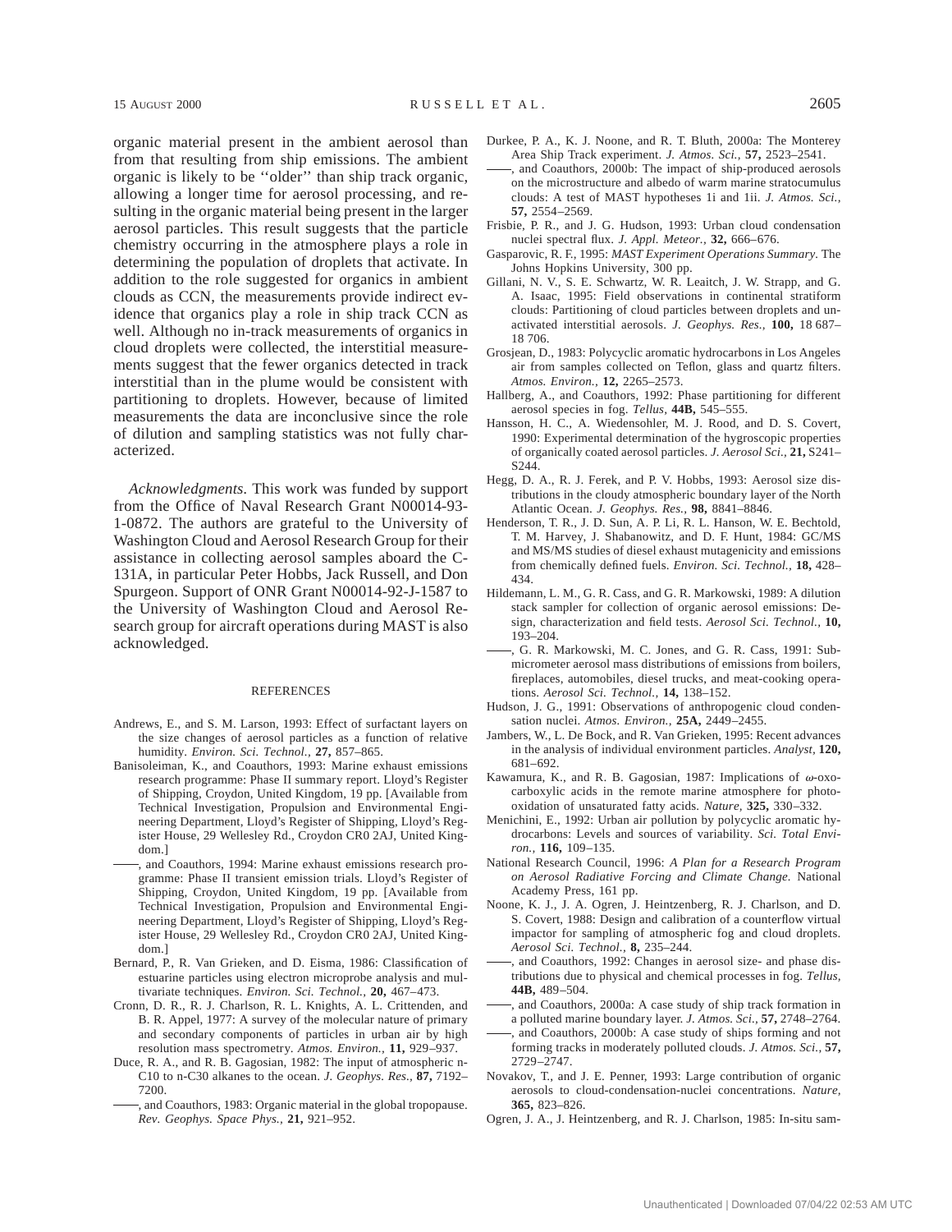organic material present in the ambient aerosol than from that resulting from ship emissions. The ambient organic is likely to be ''older'' than ship track organic, allowing a longer time for aerosol processing, and resulting in the organic material being present in the larger aerosol particles. This result suggests that the particle chemistry occurring in the atmosphere plays a role in determining the population of droplets that activate. In addition to the role suggested for organics in ambient clouds as CCN, the measurements provide indirect evidence that organics play a role in ship track CCN as well. Although no in-track measurements of organics in cloud droplets were collected, the interstitial measurements suggest that the fewer organics detected in track interstitial than in the plume would be consistent with partitioning to droplets. However, because of limited measurements the data are inconclusive since the role of dilution and sampling statistics was not fully characterized.

*Acknowledgments.* This work was funded by support from the Office of Naval Research Grant N00014-93-1-0872. The authors are grateful to the University of Washington Cloud and Aerosol Research Group for their assistance in collecting aerosol samples aboard the C-131A, in particular Peter Hobbs, Jack Russell, and Don Spurgeon. Support of ONR Grant N00014-92-J-1587 to the University of Washington Cloud and Aerosol Research group for aircraft operations during MAST is also acknowledged.

## REFERENCES

Andrews, E., and S. M. Larson, 1993: Effect of surfactant layers on the size changes of aerosol particles as a function of relative humidity. *Environ. Sci. Technol.,* **27,** 857–865.

Banisoleiman, K., and Coauthors, 1993: Marine exhaust emissions research programme: Phase II summary report. Lloyd's Register of Shipping, Croydon, United Kingdom, 19 pp. [Available from Technical Investigation, Propulsion and Environmental Engineering Department, Lloyd's Register of Shipping, Lloyd's Register House, 29 Wellesley Rd., Croydon CR0 2AJ, United Kingdom.]

——, and Coauthors, 1994: Marine exhaust emissions research programme: Phase II transient emission trials. Lloyd's Register of Shipping, Croydon, United Kingdom, 19 pp. [Available from Technical Investigation, Propulsion and Environmental Engineering Department, Lloyd's Register of Shipping, Lloyd's Register House, 29 Wellesley Rd., Croydon CR0 2AJ, United Kingdom.]

Bernard, P., R. Van Grieken, and D. Eisma, 1986: Classification of estuarine particles using electron microprobe analysis and multivariate techniques. *Environ. Sci. Technol.,* **20,** 467–473.

Cronn, D. R., R. J. Charlson, R. L. Knights, A. L. Crittenden, and B. R. Appel, 1977: A survey of the molecular nature of primary and secondary components of particles in urban air by high resolution mass spectrometry. *Atmos. Environ.,* **11,** 929–937.

Duce, R. A., and R. B. Gagosian, 1982: The input of atmospheric n-C10 to n-C30 alkanes to the ocean. *J. Geophys. Res.,* **87,** 7192–7200.

——, and Coauthors, 1983: Organic material in the global tropopause. *Rev. Geophys. Space Phys.,* **21,** 921–952.

Durkee, P. A., K. J. Noone, and R. T. Bluth, 2000a: The Monterey Area Ship Track experiment. *J. Atmos. Sci.,* **57,** 2523–2541.

——, and Coauthors, 2000b: The impact of ship-produced aerosols on the microstructure and albedo of warm marine stratocumulus clouds: A test of MAST hypotheses 1i and 1ii. *J. Atmos. Sci.,* **57,** 2554–2569.

Frisbie, P. R., and J. G. Hudson, 1993: Urban cloud condensation nuclei spectral flux. *J. Appl. Meteor.,* **32,** 666–676.

Gasparovic, R. F., 1995: *MAST Experiment Operations Summary.* The Johns Hopkins University, 300 pp.

Gillani, N. V., S. E. Schwartz, W. R. Leaitch, J. W. Strapp, and G. A. Isaac, 1995: Field observations in continental stratiform clouds: Partitioning of cloud particles between droplets and unactivated interstitial aerosols. *J. Geophys. Res.,* **100,** 18 687–18 706.

Grosjean, D., 1983: Polycyclic aromatic hydrocarbons in Los Angeles air from samples collected on Teflon, glass and quartz filters. *Atmos. Environ.,* **12,** 2265–2573.

Hallberg, A., and Coauthors, 1992: Phase partitioning for different aerosol species in fog. *Tellus,* **44B,** 545–555.

Hansson, H. C., A. Wiedensohler, M. J. Rood, and D. S. Covert, 1990: Experimental determination of the hygroscopic properties of organically coated aerosol particles. *J. Aerosol Sci.,* **21,** S241–S244.

Hegg, D. A., R. J. Ferek, and P. V. Hobbs, 1993: Aerosol size distributions in the cloudy atmospheric boundary layer of the North Atlantic Ocean. *J. Geophys. Res.,* **98,** 8841–8846.

Henderson, T. R., J. D. Sun, A. P. Li, R. L. Hanson, W. E. Bechtold, T. M. Harvey, J. Shabanowitz, and D. F. Hunt, 1984: GC/MS and MS/MS studies of diesel exhaust mutagenicity and emissions from chemically defined fuels. *Environ. Sci. Technol.,* **18,** 428–434.

Hildemann, L. M., G. R. Cass, and G. R. Markowski, 1989: A dilution stack sampler for collection of organic aerosol emissions: Design, characterization and field tests. *Aerosol Sci. Technol.,* **10,** 193–204.

——, G. R. Markowski, M. C. Jones, and G. R. Cass, 1991: Submicrometer aerosol mass distributions of emissions from boilers, fireplaces, automobiles, diesel trucks, and meat-cooking operations. *Aerosol Sci. Technol.,* **14,** 138–152.

Hudson, J. G., 1991: Observations of anthropogenic cloud condensation nuclei. *Atmos. Environ.,* **25A,** 2449–2455.

Jambers, W., L. De Bock, and R. Van Grieken, 1995: Recent advances in the analysis of individual environment particles. *Analyst,* **120,** 681–692.

Kawamura, K., and R. B. Gagosian, 1987: Implications of $\omega$-oxocarboxylic acids in the remote marine atmosphere for photo-oxidation of unsaturated fatty acids. *Nature,* **325,** 330–332.

Menichini, E., 1992: Urban air pollution by polycyclic aromatic hydrocarbons: Levels and sources of variability. *Sci. Total Environ.,* **116,** 109–135.

National Research Council, 1996: *A Plan for a Research Program on Aerosol Radiative Forcing and Climate Change.* National Academy Press, 161 pp.

Noone, K. J., J. A. Ogren, J. Heintzenberg, R. J. Charlson, and D. S. Covert, 1988: Design and calibration of a counterflow virtual impactor for sampling of atmospheric fog and cloud droplets. *Aerosol Sci. Technol.,* **8,** 235–244.

——, and Coauthors, 1992: Changes in aerosol size- and phase distributions due to physical and chemical processes in fog. *Tellus,* **44B,** 489–504.

——, and Coauthors, 2000a: A case study of ship track formation in a polluted marine boundary layer. *J. Atmos. Sci.,* **57,** 2748–2764.

——, and Coauthors, 2000b: A case study of ships forming and not forming tracks in moderately polluted clouds. *J. Atmos. Sci.,* **57,** 2729–2747.

Novakov, T., and J. E. Penner, 1993: Large contribution of organic aerosols to cloud-condensation-nuclei concentrations. *Nature,* **365,** 823–826.

Ogren, J. A., J. Heintzenberg, and R. J. Charlson, 1985: In-situ sam-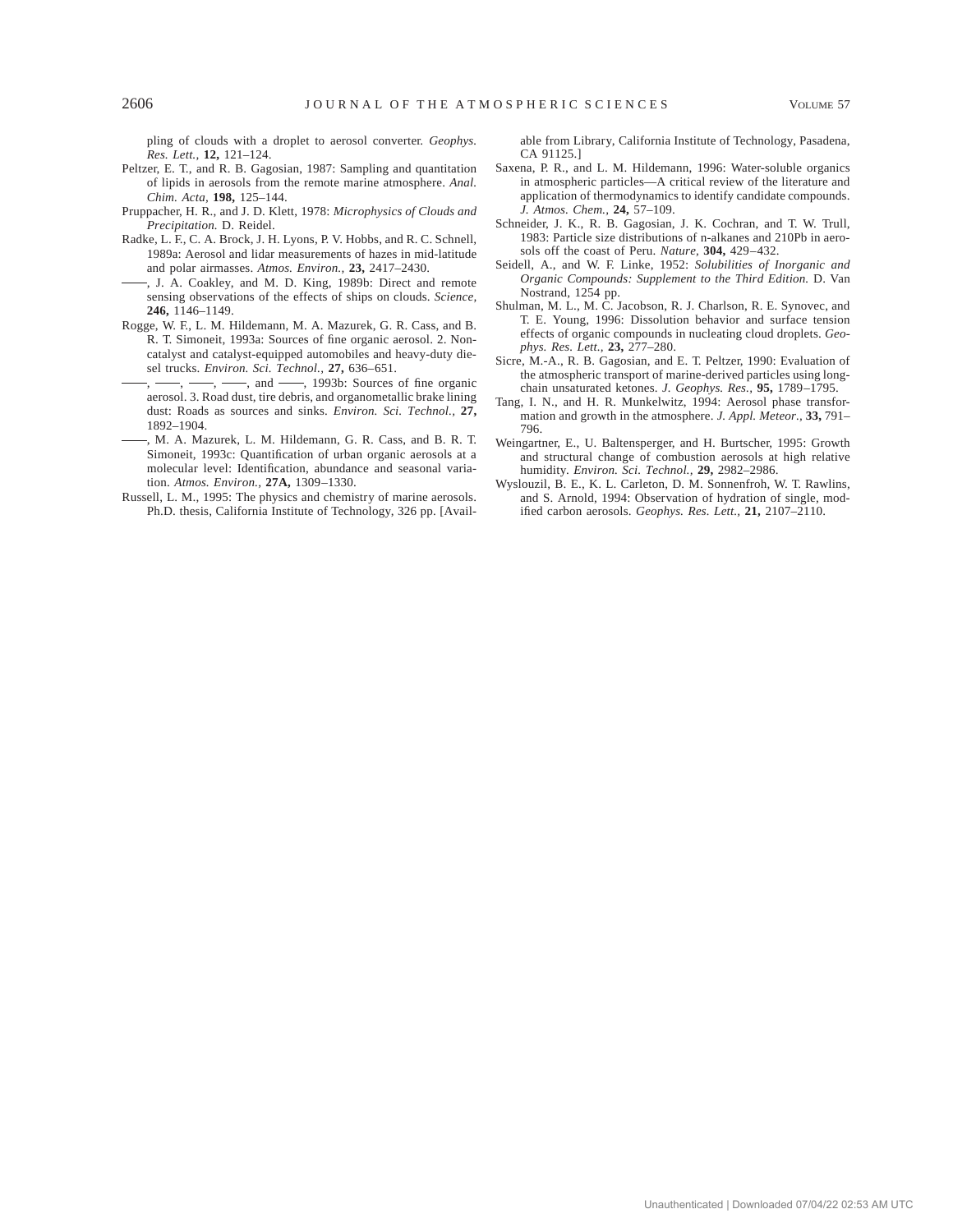pling of clouds with a droplet to aerosol converter. *Geophys. Res. Lett.,* **12,** 121–124.

Peltzer, E. T., and R. B. Gagosian, 1987: Sampling and quantitation of lipids in aerosols from the remote marine atmosphere. *Anal. Chim. Acta,* **198,** 125–144.

Pruppacher, H. R., and J. D. Klett, 1978: *Microphysics of Clouds and Precipitation.* D. Reidel.

Radke, L. F., C. A. Brock, J. H. Lyons, P. V. Hobbs, and R. C. Schnell, 1989a: Aerosol and lidar measurements of hazes in mid-latitude and polar airmasses. *Atmos. Environ.,* **23,** 2417–2430.

——, J. A. Coakley, and M. D. King, 1989b: Direct and remote sensing observations of the effects of ships on clouds. *Science,* **246,** 1146–1149.

Rogge, W. F., L. M. Hildemann, M. A. Mazurek, G. R. Cass, and B. R. T. Simoneit, 1993a: Sources of fine organic aerosol. 2. Noncatalyst and catalyst-equipped automobiles and heavy-duty diesel trucks. *Environ. Sci. Technol.,* **27,** 636–651.

——, ——, ——, ——, and ——, 1993b: Sources of fine organic aerosol. 3. Road dust, tire debris, and organometallic brake lining dust: Roads as sources and sinks. *Environ. Sci. Technol.,* **27,** 1892–1904.

——, M. A. Mazurek, L. M. Hildemann, G. R. Cass, and B. R. T. Simoneit, 1993c: Quantification of urban organic aerosols at a molecular level: Identification, abundance and seasonal variation. *Atmos. Environ.,* **27A,** 1309–1330.

Russell, L. M., 1995: The physics and chemistry of marine aerosols. Ph.D. thesis, California Institute of Technology, 326 pp. [Available from Library, California Institute of Technology, Pasadena, CA 91125.]

Saxena, P. R., and L. M. Hildemann, 1996: Water-soluble organics in atmospheric particles—A critical review of the literature and application of thermodynamics to identify candidate compounds. *J. Atmos. Chem.,* **24,** 57–109.

Schneider, J. K., R. B. Gagosian, J. K. Cochran, and T. W. Trull, 1983: Particle size distributions of n-alkanes and 210Pb in aerosols off the coast of Peru. *Nature,* **304,** 429–432.

Seidell, A., and W. F. Linke, 1952: *Solubilities of Inorganic and Organic Compounds: Supplement to the Third Edition.* D. Van Nostrand, 1254 pp.

Shulman, M. L., M. C. Jacobson, R. J. Charlson, R. E. Synovec, and T. E. Young, 1996: Dissolution behavior and surface tension effects of organic compounds in nucleating cloud droplets. *Geophys. Res. Lett.,* **23,** 277–280.

Sicre, M.-A., R. B. Gagosian, and E. T. Peltzer, 1990: Evaluation of the atmospheric transport of marine-derived particles using long-chain unsaturated ketones. *J. Geophys. Res.,* **95,** 1789–1795.

Tang, I. N., and H. R. Munkelwitz, 1994: Aerosol phase transformation and growth in the atmosphere. *J. Appl. Meteor.,* **33,** 791–796.

Weingartner, E., U. Baltensperger, and H. Burtscher, 1995: Growth and structural change of combustion aerosols at high relative humidity. *Environ. Sci. Technol.,* **29,** 2982–2986.

Wyslouzil, B. E., K. L. Carleton, D. M. Sonnenfroh, W. T. Rawlins, and S. Arnold, 1994: Observation of hydration of single, modified carbon aerosols. *Geophys. Res. Lett.,* **21,** 2107–2110.